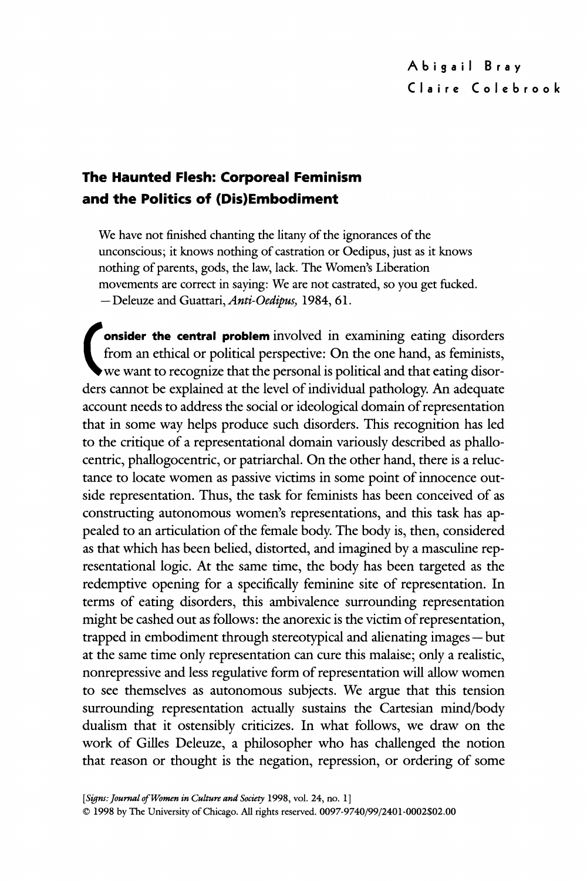Abigail Bray
Claire Colebrook

# The Haunted Flesh: Corporeal Feminism and the Politics of (Dis)Embodiment

> We have not finished chanting the litany of the ignorances of the unconscious; it knows nothing of castration or Oedipus, just as it knows nothing of parents, gods, the law, lack. The Women's Liberation movements are correct in saying: We are not castrated, so you get fucked.
> —Deleuze and Guattari, *Anti-Oedipus,* 1984, 61.

**Consider the central problem** involved in examining eating disorders from an ethical or political perspective: On the one hand, as feminists, we want to recognize that the personal is political and that eating disorders cannot be explained at the level of individual pathology. An adequate account needs to address the social or ideological domain of representation that in some way helps produce such disorders. This recognition has led to the critique of a representational domain variously described as phallocentric, phallogocentric, or patriarchal. On the other hand, there is a reluctance to locate women as passive victims in some point of innocence outside representation. Thus, the task for feminists has been conceived of as constructing autonomous women's representations, and this task has appealed to an articulation of the female body. The body is, then, considered as that which has been belied, distorted, and imagined by a masculine representational logic. At the same time, the body has been targeted as the redemptive opening for a specifically feminine site of representation. In terms of eating disorders, this ambivalence surrounding representation might be cashed out as follows: the anorexic is the victim of representation, trapped in embodiment through stereotypical and alienating images—but at the same time only representation can cure this malaise; only a realistic, nonrepressive and less regulative form of representation will allow women to see themselves as autonomous subjects. We argue that this tension surrounding representation actually sustains the Cartesian mind/body dualism that it ostensibly criticizes. In what follows, we draw on the work of Gilles Deleuze, a philosopher who has challenged the notion that reason or thought is the negation, repression, or ordering of some

[*Signs: Journal of Women in Culture and Society* 1998, vol. 24, no. 1]
© 1998 by The University of Chicago. All rights reserved. 0097-9740/99/2401-0002$02.00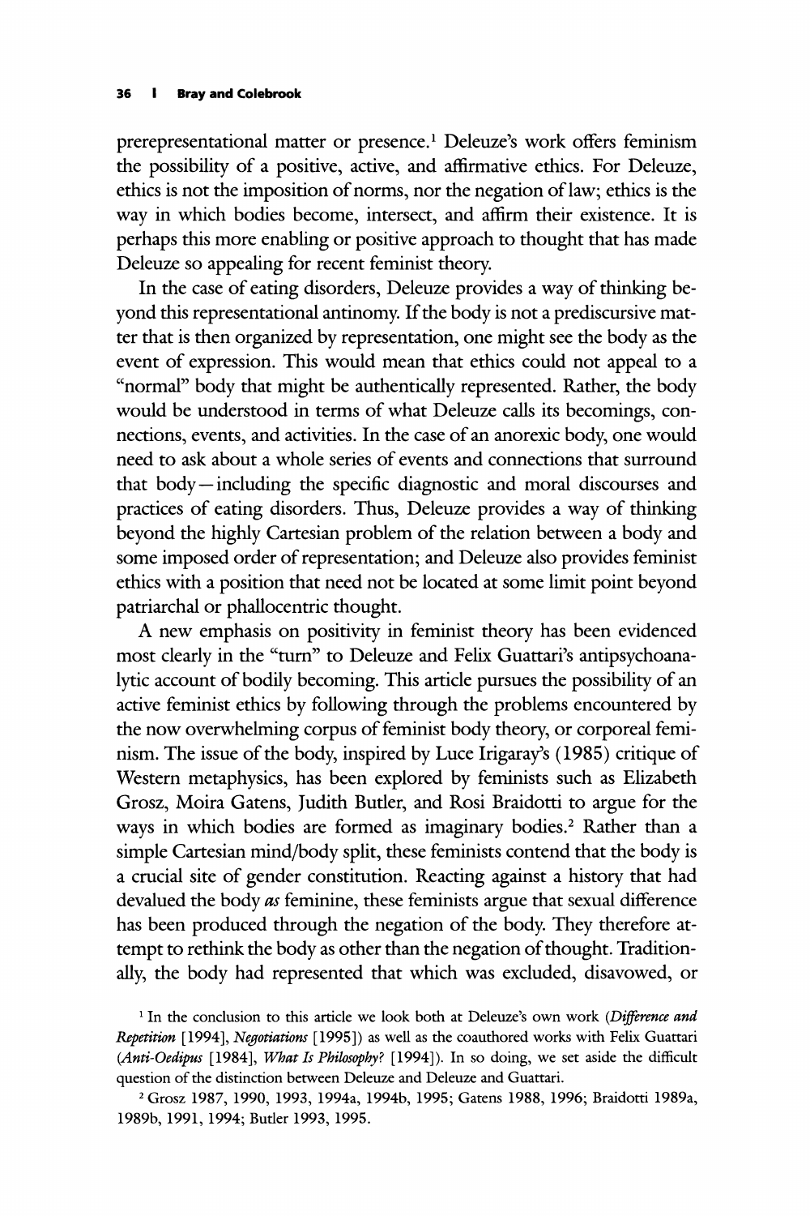prerepresentational matter or presence.[1] Deleuze's work offers feminism the possibility of a positive, active, and affirmative ethics. For Deleuze, ethics is not the imposition of norms, nor the negation of law; ethics is the way in which bodies become, intersect, and affirm their existence. It is perhaps this more enabling or positive approach to thought that has made Deleuze so appealing for recent feminist theory.

In the case of eating disorders, Deleuze provides a way of thinking beyond this representational antinomy. If the body is not a prediscursive matter that is then organized by representation, one might see the body as the event of expression. This would mean that ethics could not appeal to a "normal" body that might be authentically represented. Rather, the body would be understood in terms of what Deleuze calls its becomings, connections, events, and activities. In the case of an anorexic body, one would need to ask about a whole series of events and connections that surround that body—including the specific diagnostic and moral discourses and practices of eating disorders. Thus, Deleuze provides a way of thinking beyond the highly Cartesian problem of the relation between a body and some imposed order of representation; and Deleuze also provides feminist ethics with a position that need not be located at some limit point beyond patriarchal or phallocentric thought.

A new emphasis on positivity in feminist theory has been evidenced most clearly in the "turn" to Deleuze and Felix Guattari's antipsychoanalytic account of bodily becoming. This article pursues the possibility of an active feminist ethics by following through the problems encountered by the now overwhelming corpus of feminist body theory, or corporeal feminism. The issue of the body, inspired by Luce Irigaray's (1985) critique of Western metaphysics, has been explored by feminists such as Elizabeth Grosz, Moira Gatens, Judith Butler, and Rosi Braidotti to argue for the ways in which bodies are formed as imaginary bodies.[2] Rather than a simple Cartesian mind/body split, these feminists contend that the body is a crucial site of gender constitution. Reacting against a history that had devalued the body *as* feminine, these feminists argue that sexual difference has been produced through the negation of the body. They therefore attempt to rethink the body as other than the negation of thought. Traditionally, the body had represented that which was excluded, disavowed, or

[1] In the conclusion to this article we look both at Deleuze's own work (*Difference and Repetition* [1994], *Negotiations* [1995]) as well as the coauthored works with Felix Guattari (*Anti-Oedipus* [1984], *What Is Philosophy?* [1994]). In so doing, we set aside the difficult question of the distinction between Deleuze and Deleuze and Guattari.

[2] Grosz 1987, 1990, 1993, 1994a, 1994b, 1995; Gatens 1988, 1996; Braidotti 1989a, 1989b, 1991, 1994; Butler 1993, 1995.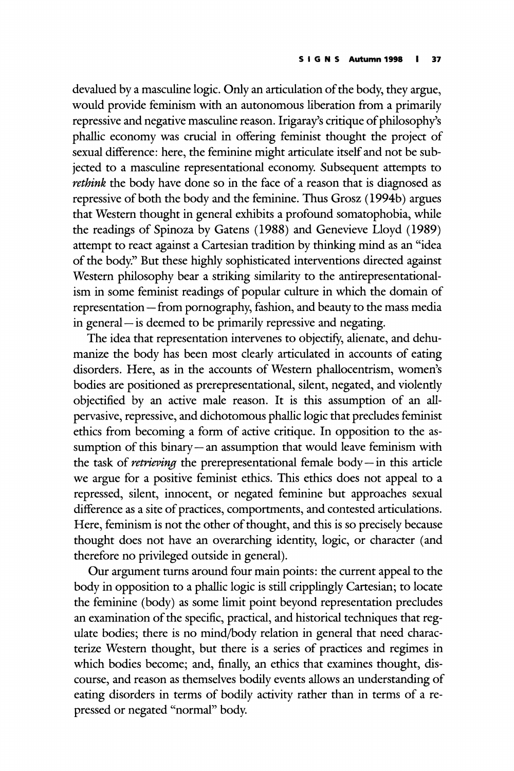devalued by a masculine logic. Only an articulation of the body, they argue, would provide feminism with an autonomous liberation from a primarily repressive and negative masculine reason. Irigaray's critique of philosophy's phallic economy was crucial in offering feminist thought the project of sexual difference: here, the feminine might articulate itself and not be subjected to a masculine representational economy. Subsequent attempts to *rethink* the body have done so in the face of a reason that is diagnosed as repressive of both the body and the feminine. Thus Grosz (1994b) argues that Western thought in general exhibits a profound somatophobia, while the readings of Spinoza by Gatens (1988) and Genevieve Lloyd (1989) attempt to react against a Cartesian tradition by thinking mind as an "idea of the body." But these highly sophisticated interventions directed against Western philosophy bear a striking similarity to the antirepresentationalism in some feminist readings of popular culture in which the domain of representation—from pornography, fashion, and beauty to the mass media in general—is deemed to be primarily repressive and negating.

The idea that representation intervenes to objectify, alienate, and dehumanize the body has been most clearly articulated in accounts of eating disorders. Here, as in the accounts of Western phallocentrism, women's bodies are positioned as prerepresentational, silent, negated, and violently objectified by an active male reason. It is this assumption of an all-pervasive, repressive, and dichotomous phallic logic that precludes feminist ethics from becoming a form of active critique. In opposition to the assumption of this binary—an assumption that would leave feminism with the task of *retrieving* the prerepresentational female body—in this article we argue for a positive feminist ethics. This ethics does not appeal to a repressed, silent, innocent, or negated feminine but approaches sexual difference as a site of practices, comportments, and contested articulations. Here, feminism is not the other of thought, and this is so precisely because thought does not have an overarching identity, logic, or character (and therefore no privileged outside in general).

Our argument turns around four main points: the current appeal to the body in opposition to a phallic logic is still cripplingly Cartesian; to locate the feminine (body) as some limit point beyond representation precludes an examination of the specific, practical, and historical techniques that regulate bodies; there is no mind/body relation in general that need characterize Western thought, but there is a series of practices and regimes in which bodies become; and, finally, an ethics that examines thought, discourse, and reason as themselves bodily events allows an understanding of eating disorders in terms of bodily activity rather than in terms of a repressed or negated "normal" body.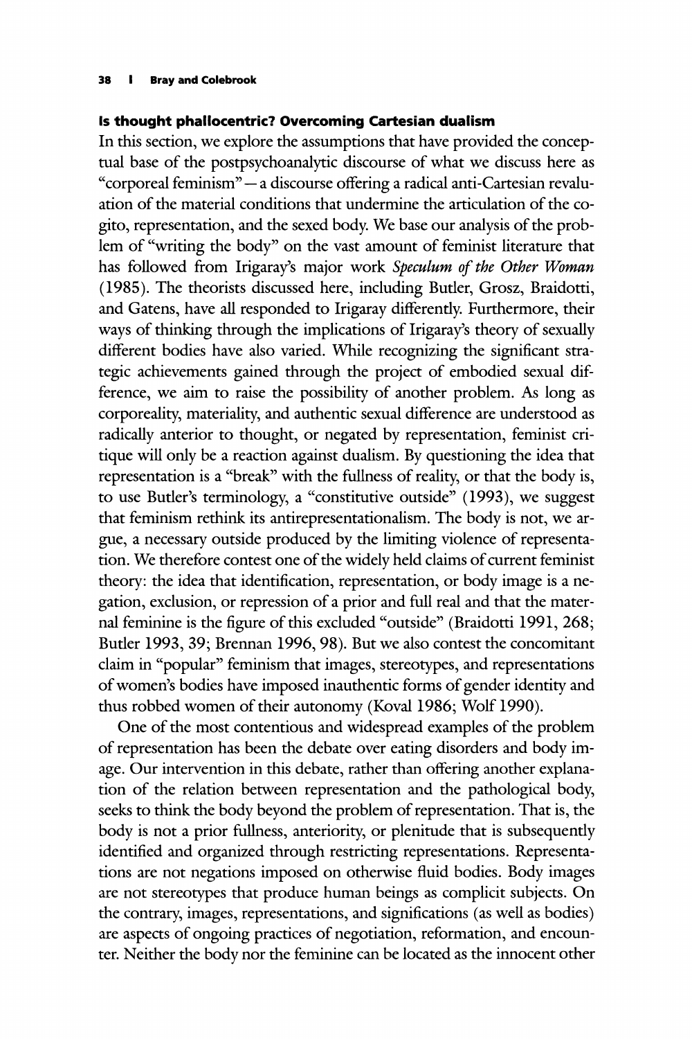### Is thought phallocentric? Overcoming Cartesian dualism

In this section, we explore the assumptions that have provided the conceptual base of the postpsychoanalytic discourse of what we discuss here as "corporeal feminism" — a discourse offering a radical anti-Cartesian revaluation of the material conditions that undermine the articulation of the cogito, representation, and the sexed body. We base our analysis of the problem of "writing the body" on the vast amount of feminist literature that has followed from Irigaray's major work *Speculum of the Other Woman* (1985). The theorists discussed here, including Butler, Grosz, Braidotti, and Gatens, have all responded to Irigaray differently. Furthermore, their ways of thinking through the implications of Irigaray's theory of sexually different bodies have also varied. While recognizing the significant strategic achievements gained through the project of embodied sexual difference, we aim to raise the possibility of another problem. As long as corporeality, materiality, and authentic sexual difference are understood as radically anterior to thought, or negated by representation, feminist critique will only be a reaction against dualism. By questioning the idea that representation is a "break" with the fullness of reality, or that the body is, to use Butler's terminology, a "constitutive outside" (1993), we suggest that feminism rethink its antirepresentationalism. The body is not, we argue, a necessary outside produced by the limiting violence of representation. We therefore contest one of the widely held claims of current feminist theory: the idea that identification, representation, or body image is a negation, exclusion, or repression of a prior and full real and that the maternal feminine is the figure of this excluded "outside" (Braidotti 1991, 268; Butler 1993, 39; Brennan 1996, 98). But we also contest the concomitant claim in "popular" feminism that images, stereotypes, and representations of women's bodies have imposed inauthentic forms of gender identity and thus robbed women of their autonomy (Koval 1986; Wolf 1990).

One of the most contentious and widespread examples of the problem of representation has been the debate over eating disorders and body image. Our intervention in this debate, rather than offering another explanation of the relation between representation and the pathological body, seeks to think the body beyond the problem of representation. That is, the body is not a prior fullness, anteriority, or plenitude that is subsequently identified and organized through restricting representations. Representations are not negations imposed on otherwise fluid bodies. Body images are not stereotypes that produce human beings as complicit subjects. On the contrary, images, representations, and significations (as well as bodies) are aspects of ongoing practices of negotiation, reformation, and encounter. Neither the body nor the feminine can be located as the innocent other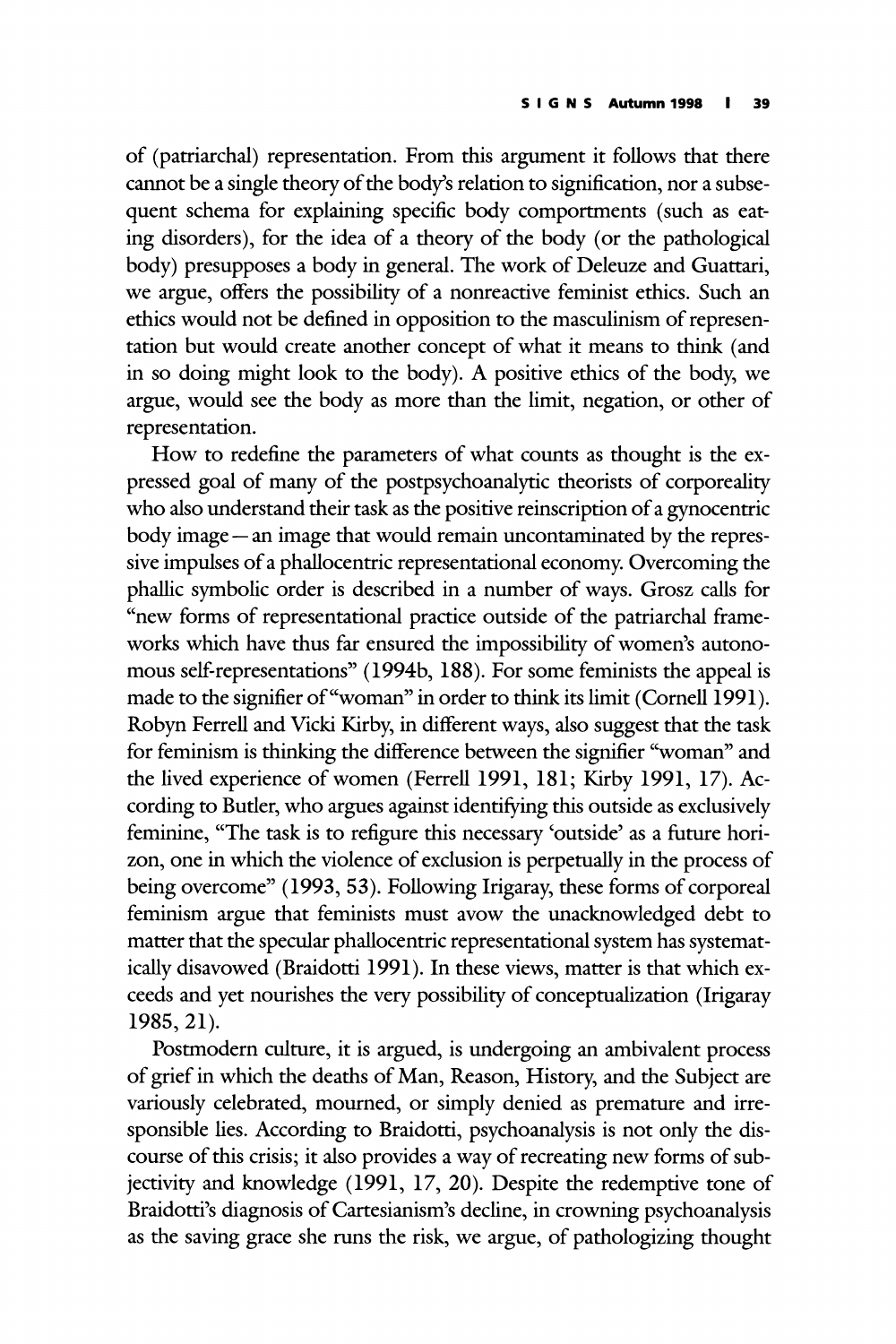of (patriarchal) representation. From this argument it follows that there cannot be a single theory of the body's relation to signification, nor a subsequent schema for explaining specific body comportments (such as eating disorders), for the idea of a theory of the body (or the pathological body) presupposes a body in general. The work of Deleuze and Guattari, we argue, offers the possibility of a nonreactive feminist ethics. Such an ethics would not be defined in opposition to the masculinism of representation but would create another concept of what it means to think (and in so doing might look to the body). A positive ethics of the body, we argue, would see the body as more than the limit, negation, or other of representation.

How to redefine the parameters of what counts as thought is the expressed goal of many of the postpsychoanalytic theorists of corporeality who also understand their task as the positive reinscription of a gynocentric body image—an image that would remain uncontaminated by the repressive impulses of a phallocentric representational economy. Overcoming the phallic symbolic order is described in a number of ways. Grosz calls for "new forms of representational practice outside of the patriarchal frameworks which have thus far ensured the impossibility of women's autonomous self-representations" (1994b, 188). For some feminists the appeal is made to the signifier of "woman" in order to think its limit (Cornell 1991). Robyn Ferrell and Vicki Kirby, in different ways, also suggest that the task for feminism is thinking the difference between the signifier "woman" and the lived experience of women (Ferrell 1991, 181; Kirby 1991, 17). According to Butler, who argues against identifying this outside as exclusively feminine, "The task is to refigure this necessary 'outside' as a future horizon, one in which the violence of exclusion is perpetually in the process of being overcome" (1993, 53). Following Irigaray, these forms of corporeal feminism argue that feminists must avow the unacknowledged debt to matter that the specular phallocentric representational system has systematically disavowed (Braidotti 1991). In these views, matter is that which exceeds and yet nourishes the very possibility of conceptualization (Irigaray 1985, 21).

Postmodern culture, it is argued, is undergoing an ambivalent process of grief in which the deaths of Man, Reason, History, and the Subject are variously celebrated, mourned, or simply denied as premature and irresponsible lies. According to Braidotti, psychoanalysis is not only the discourse of this crisis; it also provides a way of recreating new forms of subjectivity and knowledge (1991, 17, 20). Despite the redemptive tone of Braidotti's diagnosis of Cartesianism's decline, in crowning psychoanalysis as the saving grace she runs the risk, we argue, of pathologizing thought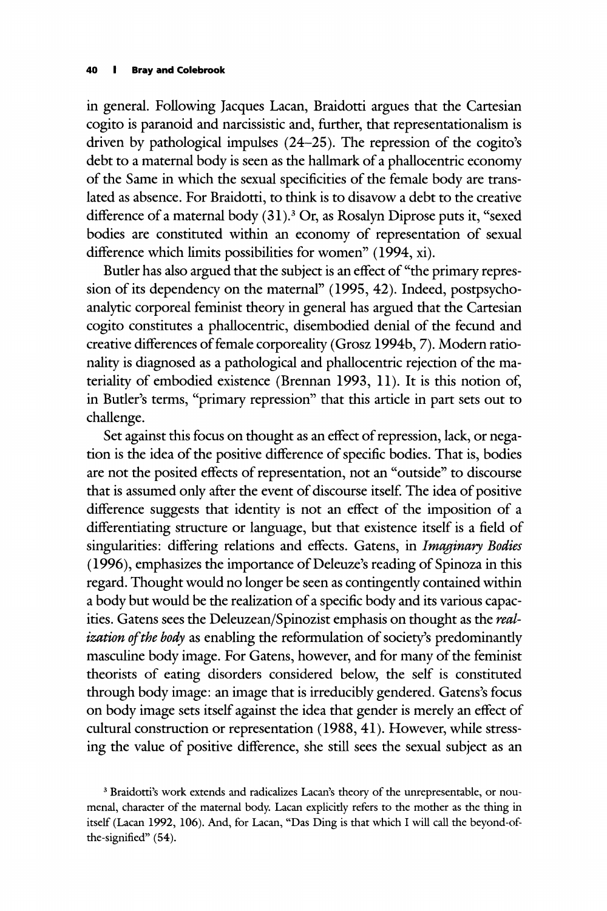in general. Following Jacques Lacan, Braidotti argues that the Cartesian cogito is paranoid and narcissistic and, further, that representationalism is driven by pathological impulses (24–25). The repression of the cogito's debt to a maternal body is seen as the hallmark of a phallocentric economy of the Same in which the sexual specificities of the female body are translated as absence. For Braidotti, to think is to disavow a debt to the creative difference of a maternal body (31).[3] Or, as Rosalyn Diprose puts it, "sexed bodies are constituted within an economy of representation of sexual difference which limits possibilities for women" (1994, xi).

Butler has also argued that the subject is an effect of "the primary repression of its dependency on the maternal" (1995, 42). Indeed, postpsychoanalytic corporeal feminist theory in general has argued that the Cartesian cogito constitutes a phallocentric, disembodied denial of the fecund and creative differences of female corporeality (Grosz 1994b, 7). Modern rationality is diagnosed as a pathological and phallocentric rejection of the materiality of embodied existence (Brennan 1993, 11). It is this notion of, in Butler's terms, "primary repression" that this article in part sets out to challenge.

Set against this focus on thought as an effect of repression, lack, or negation is the idea of the positive difference of specific bodies. That is, bodies are not the posited effects of representation, not an "outside" to discourse that is assumed only after the event of discourse itself. The idea of positive difference suggests that identity is not an effect of the imposition of a differentiating structure or language, but that existence itself is a field of singularities: differing relations and effects. Gatens, in *Imaginary Bodies* (1996), emphasizes the importance of Deleuze's reading of Spinoza in this regard. Thought would no longer be seen as contingently contained within a body but would be the realization of a specific body and its various capacities. Gatens sees the Deleuzean/Spinozist emphasis on thought as the *realization of the body* as enabling the reformulation of society's predominantly masculine body image. For Gatens, however, and for many of the feminist theorists of eating disorders considered below, the self is constituted through body image: an image that is irreducibly gendered. Gatens's focus on body image sets itself against the idea that gender is merely an effect of cultural construction or representation (1988, 41). However, while stressing the value of positive difference, she still sees the sexual subject as an

[3] Braidotti's work extends and radicalizes Lacan's theory of the unrepresentable, or noumenal, character of the maternal body. Lacan explicitly refers to the mother as the thing in itself (Lacan 1992, 106). And, for Lacan, "Das Ding is that which I will call the beyond-of-the-signified" (54).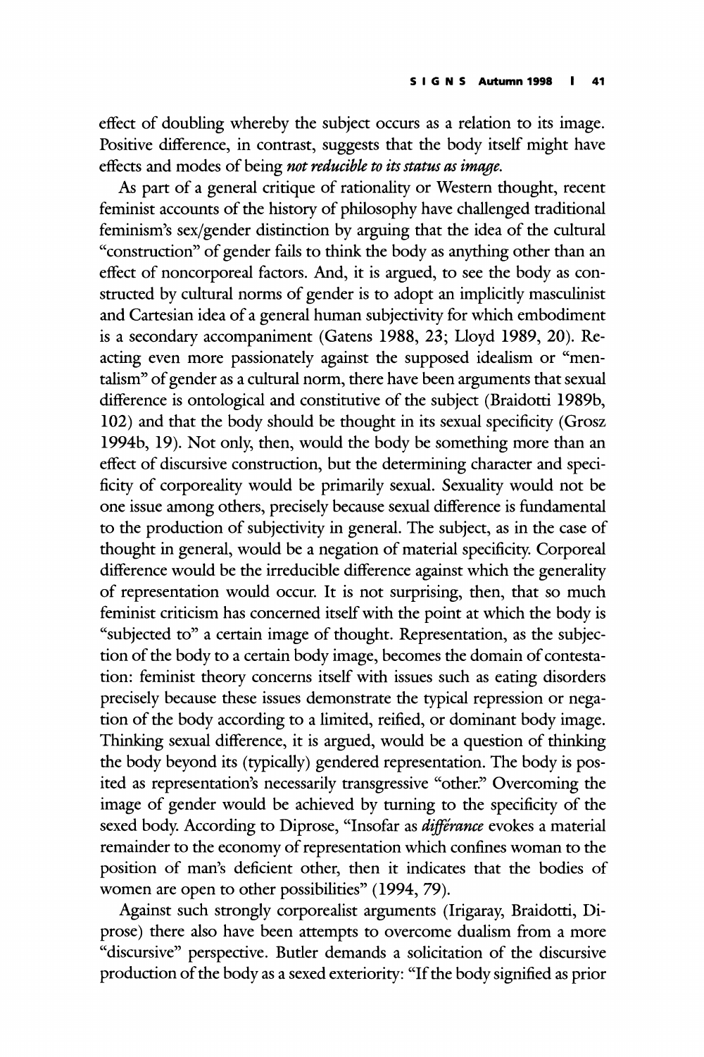effect of doubling whereby the subject occurs as a relation to its image. Positive difference, in contrast, suggests that the body itself might have effects and modes of being ***not reducible to its status as image.***

As part of a general critique of rationality or Western thought, recent feminist accounts of the history of philosophy have challenged traditional feminism's sex/gender distinction by arguing that the idea of the cultural "construction" of gender fails to think the body as anything other than an effect of noncorporeal factors. And, it is argued, to see the body as constructed by cultural norms of gender is to adopt an implicitly masculinist and Cartesian idea of a general human subjectivity for which embodiment is a secondary accompaniment (Gatens 1988, 23; Lloyd 1989, 20). Reacting even more passionately against the supposed idealism or "mentalism" of gender as a cultural norm, there have been arguments that sexual difference is ontological and constitutive of the subject (Braidotti 1989b, 102) and that the body should be thought in its sexual specificity (Grosz 1994b, 19). Not only, then, would the body be something more than an effect of discursive construction, but the determining character and specificity of corporeality would be primarily sexual. Sexuality would not be one issue among others, precisely because sexual difference is fundamental to the production of subjectivity in general. The subject, as in the case of thought in general, would be a negation of material specificity. Corporeal difference would be the irreducible difference against which the generality of representation would occur. It is not surprising, then, that so much feminist criticism has concerned itself with the point at which the body is "subjected to" a certain image of thought. Representation, as the subjection of the body to a certain body image, becomes the domain of contestation: feminist theory concerns itself with issues such as eating disorders precisely because these issues demonstrate the typical repression or negation of the body according to a limited, reified, or dominant body image. Thinking sexual difference, it is argued, would be a question of thinking the body beyond its (typically) gendered representation. The body is posited as representation's necessarily transgressive "other." Overcoming the image of gender would be achieved by turning to the specificity of the sexed body. According to Diprose, "Insofar as *différance* evokes a material remainder to the economy of representation which confines woman to the position of man's deficient other, then it indicates that the bodies of women are open to other possibilities" (1994, 79).

Against such strongly corporealist arguments (Irigaray, Braidotti, Diprose) there also have been attempts to overcome dualism from a more "discursive" perspective. Butler demands a solicitation of the discursive production of the body as a sexed exteriority: "If the body signified as prior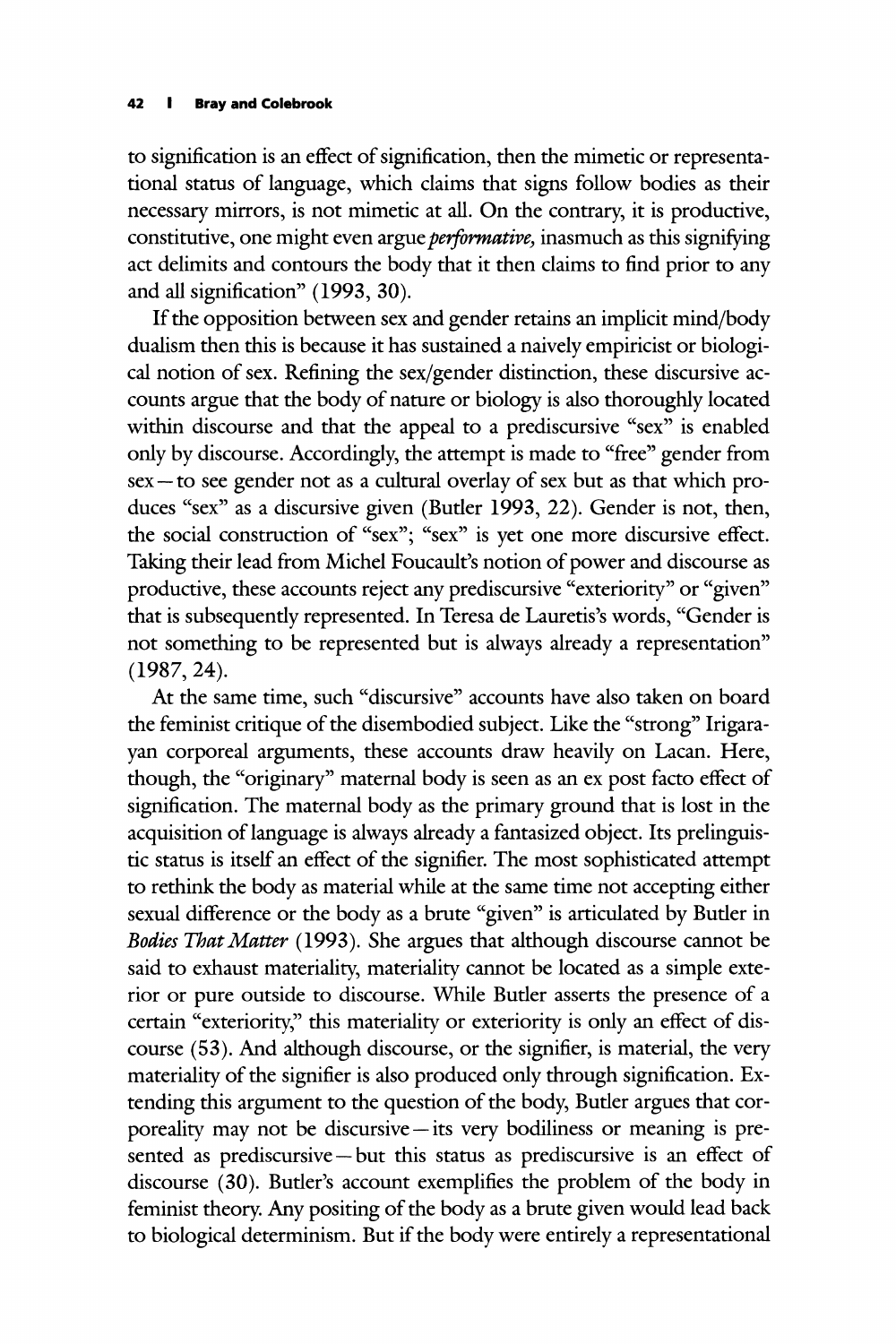to signification is an effect of signification, then the mimetic or representational status of language, which claims that signs follow bodies as their necessary mirrors, is not mimetic at all. On the contrary, it is productive, constitutive, one might even argue *performative*, inasmuch as this signifying act delimits and contours the body that it then claims to find prior to any and all signification" (1993, 30).

If the opposition between sex and gender retains an implicit mind/body dualism then this is because it has sustained a naively empiricist or biological notion of sex. Refining the sex/gender distinction, these discursive accounts argue that the body of nature or biology is also thoroughly located within discourse and that the appeal to a prediscursive "sex" is enabled only by discourse. Accordingly, the attempt is made to "free" gender from sex—to see gender not as a cultural overlay of sex but as that which produces "sex" as a discursive given (Butler 1993, 22). Gender is not, then, the social construction of "sex"; "sex" is yet one more discursive effect. Taking their lead from Michel Foucault's notion of power and discourse as productive, these accounts reject any prediscursive "exteriority" or "given" that is subsequently represented. In Teresa de Lauretis's words, "Gender is not something to be represented but is always already a representation" (1987, 24).

At the same time, such "discursive" accounts have also taken on board the feminist critique of the disembodied subject. Like the "strong" Irigarayan corporeal arguments, these accounts draw heavily on Lacan. Here, though, the "originary" maternal body is seen as an ex post facto effect of signification. The maternal body as the primary ground that is lost in the acquisition of language is always already a fantasized object. Its prelinguistic status is itself an effect of the signifier. The most sophisticated attempt to rethink the body as material while at the same time not accepting either sexual difference or the body as a brute "given" is articulated by Butler in *Bodies That Matter* (1993). She argues that although discourse cannot be said to exhaust materiality, materiality cannot be located as a simple exterior or pure outside to discourse. While Butler asserts the presence of a certain "exteriority," this materiality or exteriority is only an effect of discourse (53). And although discourse, or the signifier, is material, the very materiality of the signifier is also produced only through signification. Extending this argument to the question of the body, Butler argues that corporeality may not be discursive—its very bodiliness or meaning is presented as prediscursive—but this status as prediscursive is an effect of discourse (30). Butler's account exemplifies the problem of the body in feminist theory. Any positing of the body as a brute given would lead back to biological determinism. But if the body were entirely a representational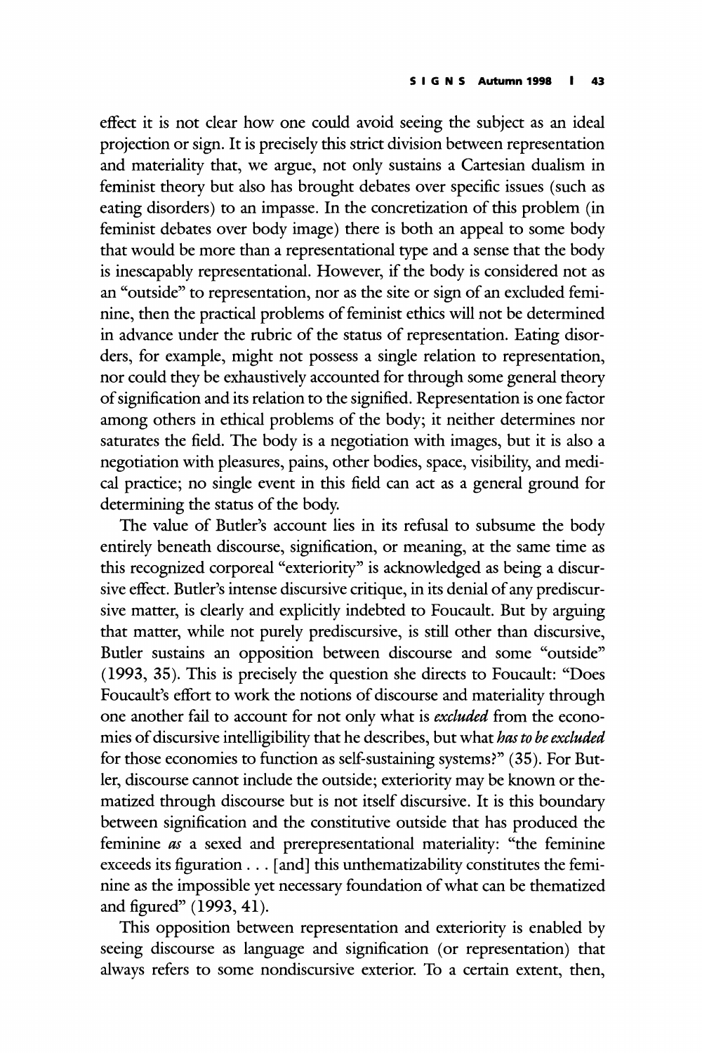effect it is not clear how one could avoid seeing the subject as an ideal projection or sign. It is precisely this strict division between representation and materiality that, we argue, not only sustains a Cartesian dualism in feminist theory but also has brought debates over specific issues (such as eating disorders) to an impasse. In the concretization of this problem (in feminist debates over body image) there is both an appeal to some body that would be more than a representational type and a sense that the body is inescapably representational. However, if the body is considered not as an "outside" to representation, nor as the site or sign of an excluded feminine, then the practical problems of feminist ethics will not be determined in advance under the rubric of the status of representation. Eating disorders, for example, might not possess a single relation to representation, nor could they be exhaustively accounted for through some general theory of signification and its relation to the signified. Representation is one factor among others in ethical problems of the body; it neither determines nor saturates the field. The body is a negotiation with images, but it is also a negotiation with pleasures, pains, other bodies, space, visibility, and medical practice; no single event in this field can act as a general ground for determining the status of the body.

The value of Butler's account lies in its refusal to subsume the body entirely beneath discourse, signification, or meaning, at the same time as this recognized corporeal "exteriority" is acknowledged as being a discursive effect. Butler's intense discursive critique, in its denial of any prediscursive matter, is clearly and explicitly indebted to Foucault. But by arguing that matter, while not purely prediscursive, is still other than discursive, Butler sustains an opposition between discourse and some "outside" (1993, 35). This is precisely the question she directs to Foucault: "Does Foucault's effort to work the notions of discourse and materiality through one another fail to account for not only what is *excluded* from the economies of discursive intelligibility that he describes, but what *has to be excluded* for those economies to function as self-sustaining systems?" (35). For Butler, discourse cannot include the outside; exteriority may be known or thematized through discourse but is not itself discursive. It is this boundary between signification and the constitutive outside that has produced the feminine *as* a sexed and prerepresentational materiality: "the feminine exceeds its figuration . . . [and] this unthematizability constitutes the feminine as the impossible yet necessary foundation of what can be thematized and figured" (1993, 41).

This opposition between representation and exteriority is enabled by seeing discourse as language and signification (or representation) that always refers to some nondiscursive exterior. To a certain extent, then,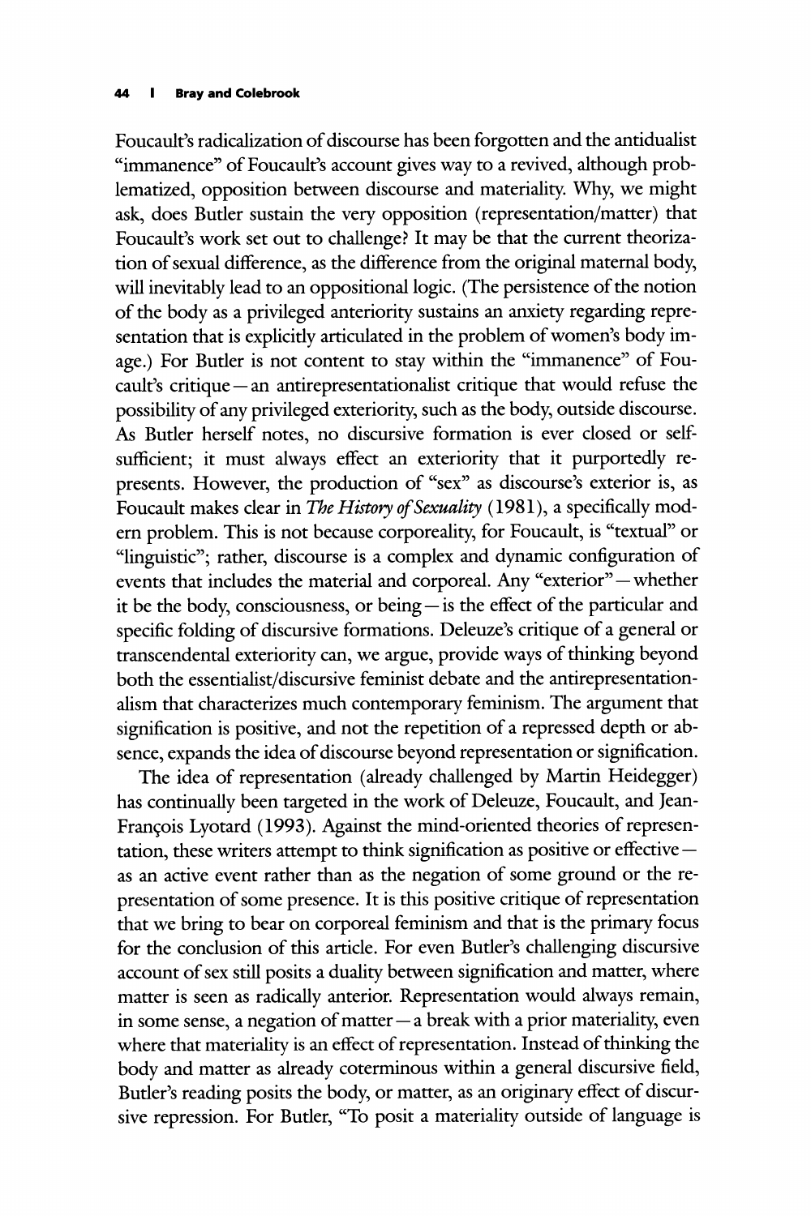Foucault's radicalization of discourse has been forgotten and the antidualist "immanence" of Foucault's account gives way to a revived, although problematized, opposition between discourse and materiality. Why, we might ask, does Butler sustain the very opposition (representation/matter) that Foucault's work set out to challenge? It may be that the current theorization of sexual difference, as the difference from the original maternal body, will inevitably lead to an oppositional logic. (The persistence of the notion of the body as a privileged anteriority sustains an anxiety regarding representation that is explicitly articulated in the problem of women's body image.) For Butler is not content to stay within the "immanence" of Foucault's critique—an antirepresentationalist critique that would refuse the possibility of any privileged exteriority, such as the body, outside discourse. As Butler herself notes, no discursive formation is ever closed or self-sufficient; it must always effect an exteriority that it purportedly represents. However, the production of "sex" as discourse's exterior is, as Foucault makes clear in *The History of Sexuality* (1981), a specifically modern problem. This is not because corporeality, for Foucault, is "textual" or "linguistic"; rather, discourse is a complex and dynamic configuration of events that includes the material and corporeal. Any "exterior"—whether it be the body, consciousness, or being—is the effect of the particular and specific folding of discursive formations. Deleuze's critique of a general or transcendental exteriority can, we argue, provide ways of thinking beyond both the essentialist/discursive feminist debate and the antirepresentationalism that characterizes much contemporary feminism. The argument that signification is positive, and not the repetition of a repressed depth or absence, expands the idea of discourse beyond representation or signification.

The idea of representation (already challenged by Martin Heidegger) has continually been targeted in the work of Deleuze, Foucault, and Jean-François Lyotard (1993). Against the mind-oriented theories of representation, these writers attempt to think signification as positive or effective—as an active event rather than as the negation of some ground or the representation of some presence. It is this positive critique of representation that we bring to bear on corporeal feminism and that is the primary focus for the conclusion of this article. For even Butler's challenging discursive account of sex still posits a duality between signification and matter, where matter is seen as radically anterior. Representation would always remain, in some sense, a negation of matter—a break with a prior materiality, even where that materiality is an effect of representation. Instead of thinking the body and matter as already coterminous within a general discursive field, Butler's reading posits the body, or matter, as an originary effect of discursive repression. For Butler, "To posit a materiality outside of language is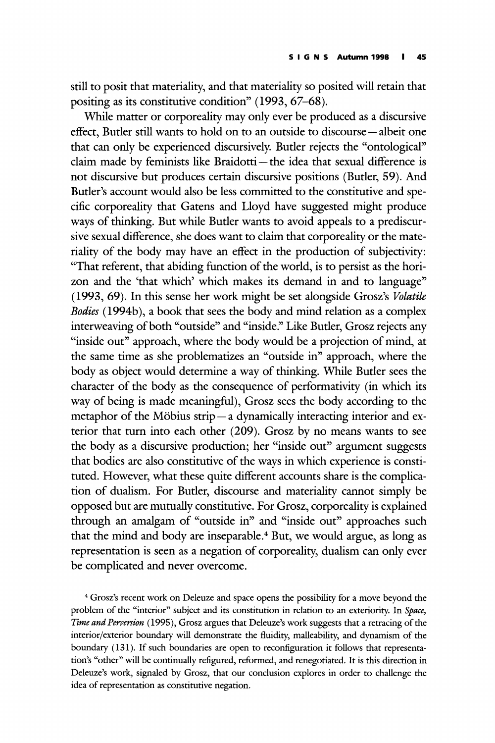still to posit that materiality, and that materiality so posited will retain that positing as its constitutive condition" (1993, 67–68).

While matter or corporeality may only ever be produced as a discursive effect, Butler still wants to hold on to an outside to discourse—albeit one that can only be experienced discursively. Butler rejects the "ontological" claim made by feminists like Braidotti—the idea that sexual difference is not discursive but produces certain discursive positions (Butler, 59). And Butler's account would also be less committed to the constitutive and specific corporeality that Gatens and Lloyd have suggested might produce ways of thinking. But while Butler wants to avoid appeals to a prediscursive sexual difference, she does want to claim that corporeality or the materiality of the body may have an effect in the production of subjectivity: "That referent, that abiding function of the world, is to persist as the horizon and the 'that which' which makes its demand in and to language" (1993, 69). In this sense her work might be set alongside Grosz's *Volatile Bodies* (1994b), a book that sees the body and mind relation as a complex interweaving of both "outside" and "inside." Like Butler, Grosz rejects any "inside out" approach, where the body would be a projection of mind, at the same time as she problematizes an "outside in" approach, where the body as object would determine a way of thinking. While Butler sees the character of the body as the consequence of performativity (in which its way of being is made meaningful), Grosz sees the body according to the metaphor of the Möbius strip—a dynamically interacting interior and exterior that turn into each other (209). Grosz by no means wants to see the body as a discursive production; her "inside out" argument suggests that bodies are also constitutive of the ways in which experience is constituted. However, what these quite different accounts share is the complication of dualism. For Butler, discourse and materiality cannot simply be opposed but are mutually constitutive. For Grosz, corporeality is explained through an amalgam of "outside in" and "inside out" approaches such that the mind and body are inseparable.[4] But, we would argue, as long as representation is seen as a negation of corporeality, dualism can only ever be complicated and never overcome.

[4] Grosz's recent work on Deleuze and space opens the possibility for a move beyond the problem of the "interior" subject and its constitution in relation to an exteriority. In *Space, Time and Perversion* (1995), Grosz argues that Deleuze's work suggests that a retracing of the interior/exterior boundary will demonstrate the fluidity, malleability, and dynamism of the boundary (131). If such boundaries are open to reconfiguration it follows that representation's "other" will be continually refigured, reformed, and renegotiated. It is this direction in Deleuze's work, signaled by Grosz, that our conclusion explores in order to challenge the idea of representation as constitutive negation.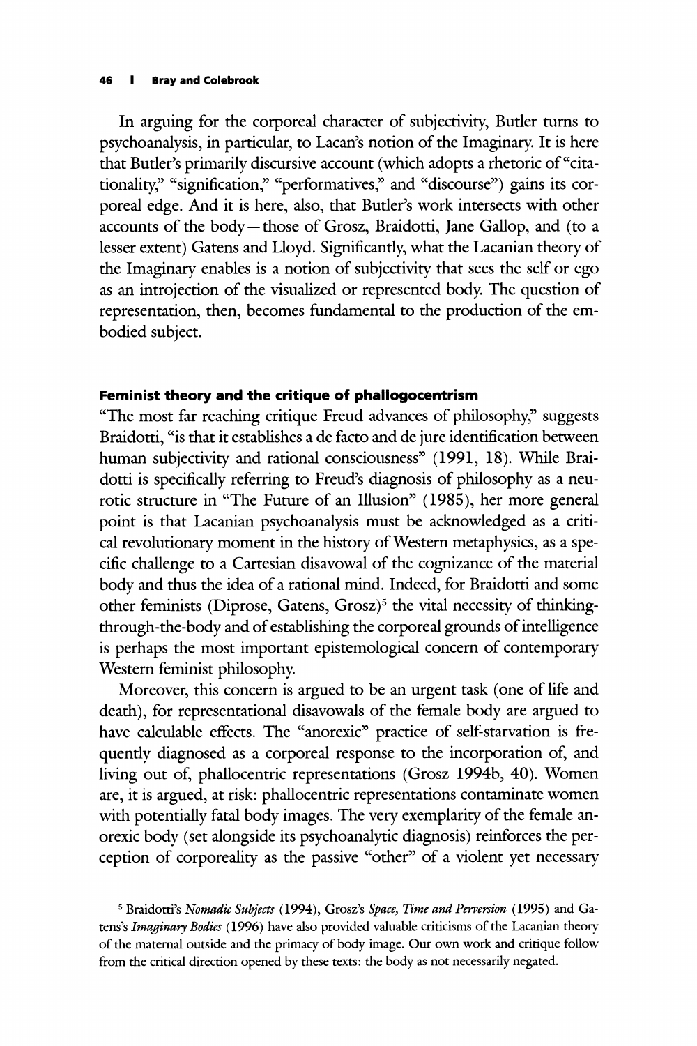In arguing for the corporeal character of subjectivity, Butler turns to psychoanalysis, in particular, to Lacan's notion of the Imaginary. It is here that Butler's primarily discursive account (which adopts a rhetoric of "citationality," "signification," "performatives," and "discourse") gains its corporeal edge. And it is here, also, that Butler's work intersects with other accounts of the body—those of Grosz, Braidotti, Jane Gallop, and (to a lesser extent) Gatens and Lloyd. Significantly, what the Lacanian theory of the Imaginary enables is a notion of subjectivity that sees the self or ego as an introjection of the visualized or represented body. The question of representation, then, becomes fundamental to the production of the embodied subject.

### Feminist theory and the critique of phallogocentrism

"The most far reaching critique Freud advances of philosophy," suggests Braidotti, "is that it establishes a de facto and de jure identification between human subjectivity and rational consciousness" (1991, 18). While Braidotti is specifically referring to Freud's diagnosis of philosophy as a neurotic structure in "The Future of an Illusion" (1985), her more general point is that Lacanian psychoanalysis must be acknowledged as a critical revolutionary moment in the history of Western metaphysics, as a specific challenge to a Cartesian disavowal of the cognizance of the material body and thus the idea of a rational mind. Indeed, for Braidotti and some other feminists (Diprose, Gatens, Grosz)[5] the vital necessity of thinking-through-the-body and of establishing the corporeal grounds of intelligence is perhaps the most important epistemological concern of contemporary Western feminist philosophy.

Moreover, this concern is argued to be an urgent task (one of life and death), for representational disavowals of the female body are argued to have calculable effects. The "anorexic" practice of self-starvation is frequently diagnosed as a corporeal response to the incorporation of, and living out of, phallocentric representations (Grosz 1994b, 40). Women are, it is argued, at risk: phallocentric representations contaminate women with potentially fatal body images. The very exemplarity of the female anorexic body (set alongside its psychoanalytic diagnosis) reinforces the perception of corporeality as the passive "other" of a violent yet necessary

[5] Braidotti's *Nomadic Subjects* (1994), Grosz's *Space, Time and Perversion* (1995) and Gatens's *Imaginary Bodies* (1996) have also provided valuable criticisms of the Lacanian theory of the maternal outside and the primacy of body image. Our own work and critique follow from the critical direction opened by these texts: the body as not necessarily negated.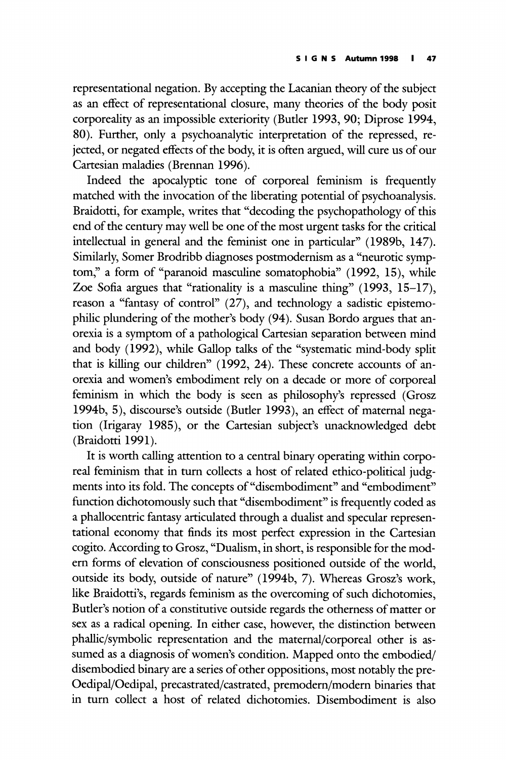representational negation. By accepting the Lacanian theory of the subject as an effect of representational closure, many theories of the body posit corporeality as an impossible exteriority (Butler 1993, 90; Diprose 1994, 80). Further, only a psychoanalytic interpretation of the repressed, rejected, or negated effects of the body, it is often argued, will cure us of our Cartesian maladies (Brennan 1996).

Indeed the apocalyptic tone of corporeal feminism is frequently matched with the invocation of the liberating potential of psychoanalysis. Braidotti, for example, writes that "decoding the psychopathology of this end of the century may well be one of the most urgent tasks for the critical intellectual in general and the feminist one in particular" (1989b, 147). Similarly, Somer Brodribb diagnoses postmodernism as a "neurotic symptom," a form of "paranoid masculine somatophobia" (1992, 15), while Zoe Sofia argues that "rationality is a masculine thing" (1993, 15–17), reason a "fantasy of control" (27), and technology a sadistic epistemophilic plundering of the mother's body (94). Susan Bordo argues that anorexia is a symptom of a pathological Cartesian separation between mind and body (1992), while Gallop talks of the "systematic mind-body split that is killing our children" (1992, 24). These concrete accounts of anorexia and women's embodiment rely on a decade or more of corporeal feminism in which the body is seen as philosophy's repressed (Grosz 1994b, 5), discourse's outside (Butler 1993), an effect of maternal negation (Irigaray 1985), or the Cartesian subject's unacknowledged debt (Braidotti 1991).

It is worth calling attention to a central binary operating within corporeal feminism that in turn collects a host of related ethico-political judgments into its fold. The concepts of "disembodiment" and "embodiment" function dichotomously such that "disembodiment" is frequently coded as a phallocentric fantasy articulated through a dualist and specular representational economy that finds its most perfect expression in the Cartesian cogito. According to Grosz, "Dualism, in short, is responsible for the modern forms of elevation of consciousness positioned outside of the world, outside its body, outside of nature" (1994b, 7). Whereas Grosz's work, like Braidotti's, regards feminism as the overcoming of such dichotomies, Butler's notion of a constitutive outside regards the otherness of matter or sex as a radical opening. In either case, however, the distinction between phallic/symbolic representation and the maternal/corporeal other is assumed as a diagnosis of women's condition. Mapped onto the embodied/disembodied binary are a series of other oppositions, most notably the pre-Oedipal/Oedipal, precastrated/castrated, premodern/modern binaries that in turn collect a host of related dichotomies. Disembodiment is also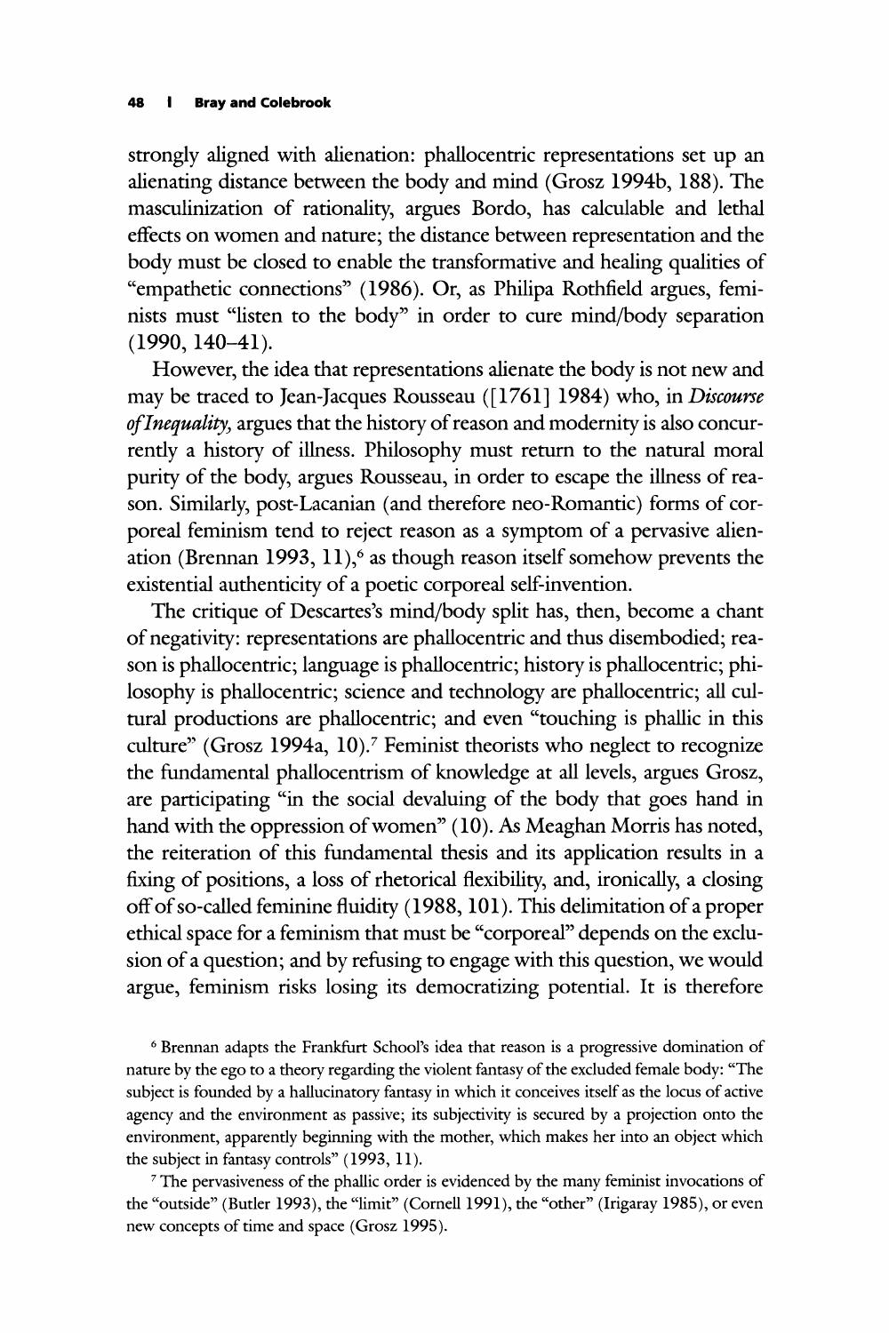strongly aligned with alienation: phallocentric representations set up an alienating distance between the body and mind (Grosz 1994b, 188). The masculinization of rationality, argues Bordo, has calculable and lethal effects on women and nature; the distance between representation and the body must be closed to enable the transformative and healing qualities of "empathetic connections" (1986). Or, as Philipa Rothfield argues, feminists must "listen to the body" in order to cure mind/body separation (1990, 140–41).

However, the idea that representations alienate the body is not new and may be traced to Jean-Jacques Rousseau ([1761] 1984) who, in *Discourse of Inequality,* argues that the history of reason and modernity is also concurrently a history of illness. Philosophy must return to the natural moral purity of the body, argues Rousseau, in order to escape the illness of reason. Similarly, post-Lacanian (and therefore neo-Romantic) forms of corporeal feminism tend to reject reason as a symptom of a pervasive alienation (Brennan 1993, 11),[6] as though reason itself somehow prevents the existential authenticity of a poetic corporeal self-invention.

The critique of Descartes's mind/body split has, then, become a chant of negativity: representations are phallocentric and thus disembodied; reason is phallocentric; language is phallocentric; history is phallocentric; philosophy is phallocentric; science and technology are phallocentric; all cultural productions are phallocentric; and even "touching is phallic in this culture" (Grosz 1994a, 10).[7] Feminist theorists who neglect to recognize the fundamental phallocentrism of knowledge at all levels, argues Grosz, are participating "in the social devaluing of the body that goes hand in hand with the oppression of women" (10). As Meaghan Morris has noted, the reiteration of this fundamental thesis and its application results in a fixing of positions, a loss of rhetorical flexibility, and, ironically, a closing off of so-called feminine fluidity (1988, 101). This delimitation of a proper ethical space for a feminism that must be "corporeal" depends on the exclusion of a question; and by refusing to engage with this question, we would argue, feminism risks losing its democratizing potential. It is therefore

[6] Brennan adapts the Frankfurt School's idea that reason is a progressive domination of nature by the ego to a theory regarding the violent fantasy of the excluded female body: "The subject is founded by a hallucinatory fantasy in which it conceives itself as the locus of active agency and the environment as passive; its subjectivity is secured by a projection onto the environment, apparently beginning with the mother, which makes her into an object which the subject in fantasy controls" (1993, 11).

[7] The pervasiveness of the phallic order is evidenced by the many feminist invocations of the "outside" (Butler 1993), the "limit" (Cornell 1991), the "other" (Irigaray 1985), or even new concepts of time and space (Grosz 1995).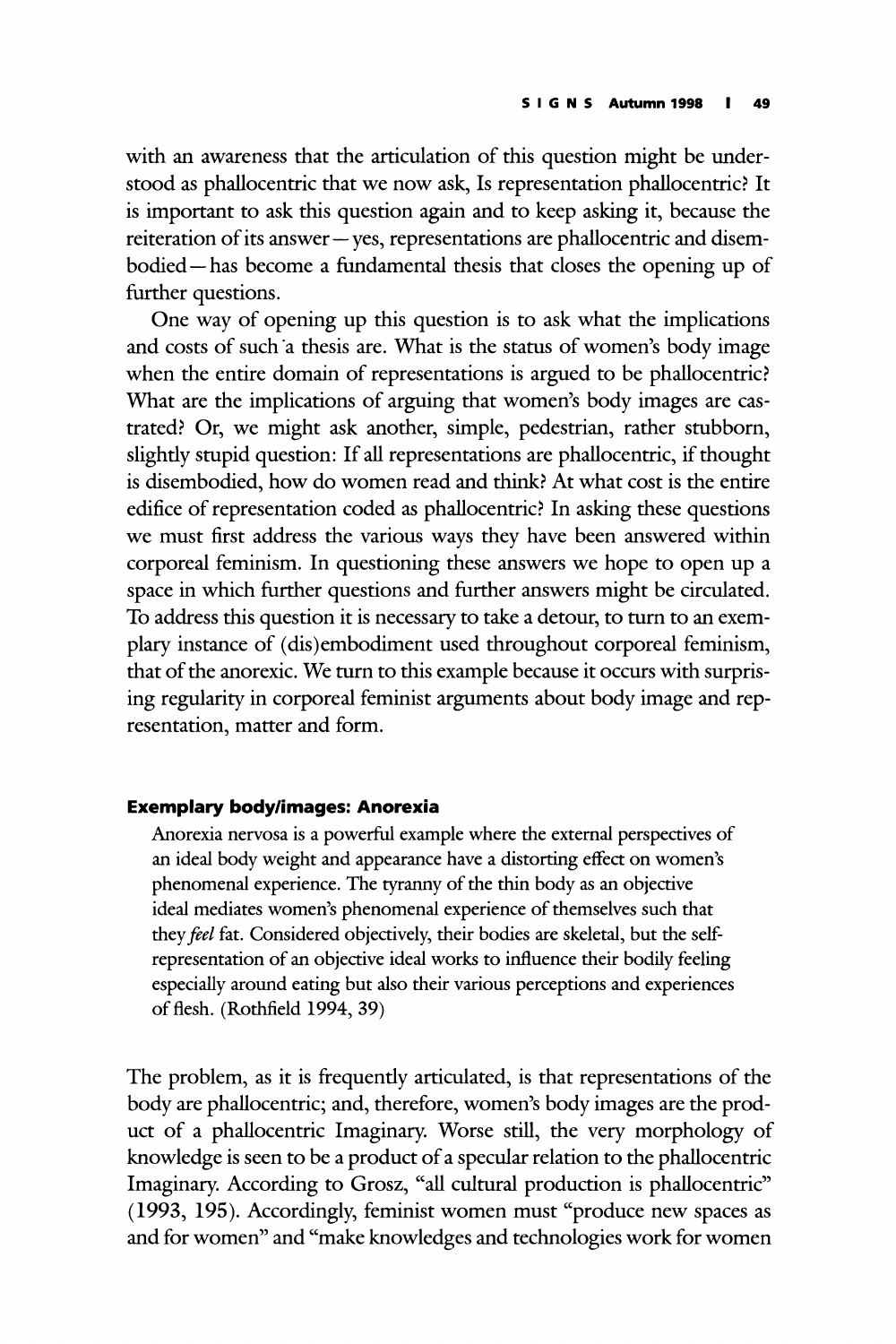with an awareness that the articulation of this question might be understood as phallocentric that we now ask, Is representation phallocentric? It is important to ask this question again and to keep asking it, because the reiteration of its answer — yes, representations are phallocentric and disembodied — has become a fundamental thesis that closes the opening up of further questions.

One way of opening up this question is to ask what the implications and costs of such a thesis are. What is the status of women's body image when the entire domain of representations is argued to be phallocentric? What are the implications of arguing that women's body images are castrated? Or, we might ask another, simple, pedestrian, rather stubborn, slightly stupid question: If all representations are phallocentric, if thought is disembodied, how do women read and think? At what cost is the entire edifice of representation coded as phallocentric? In asking these questions we must first address the various ways they have been answered within corporeal feminism. In questioning these answers we hope to open up a space in which further questions and further answers might be circulated. To address this question it is necessary to take a detour, to turn to an exemplary instance of (dis)embodiment used throughout corporeal feminism, that of the anorexic. We turn to this example because it occurs with surprising regularity in corporeal feminist arguments about body image and representation, matter and form.

### Exemplary body/images: Anorexia

> Anorexia nervosa is a powerful example where the external perspectives of an ideal body weight and appearance have a distorting effect on women's phenomenal experience. The tyranny of the thin body as an objective ideal mediates women's phenomenal experience of themselves such that they *feel* fat. Considered objectively, their bodies are skeletal, but the self-representation of an objective ideal works to influence their bodily feeling especially around eating but also their various perceptions and experiences of flesh. (Rothfield 1994, 39)

The problem, as it is frequently articulated, is that representations of the body are phallocentric; and, therefore, women's body images are the product of a phallocentric Imaginary. Worse still, the very morphology of knowledge is seen to be a product of a specular relation to the phallocentric Imaginary. According to Grosz, "all cultural production is phallocentric" (1993, 195). Accordingly, feminist women must "produce new spaces as and for women" and "make knowledges and technologies work for women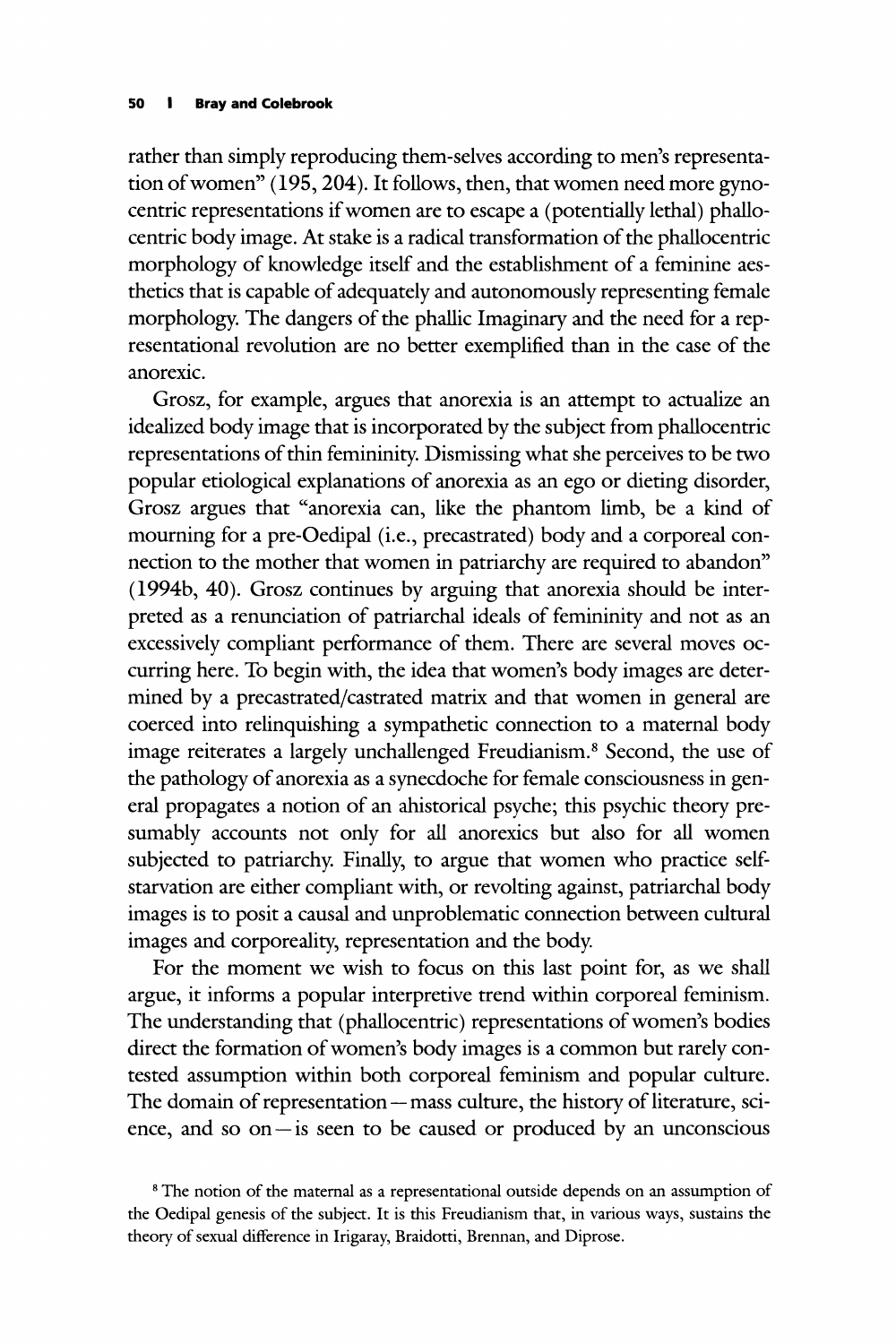rather than simply reproducing them-selves according to men's representation of women" (195, 204). It follows, then, that women need more gynocentric representations if women are to escape a (potentially lethal) phallocentric body image. At stake is a radical transformation of the phallocentric morphology of knowledge itself and the establishment of a feminine aesthetics that is capable of adequately and autonomously representing female morphology. The dangers of the phallic Imaginary and the need for a representational revolution are no better exemplified than in the case of the anorexic.

Grosz, for example, argues that anorexia is an attempt to actualize an idealized body image that is incorporated by the subject from phallocentric representations of thin femininity. Dismissing what she perceives to be two popular etiological explanations of anorexia as an ego or dieting disorder, Grosz argues that "anorexia can, like the phantom limb, be a kind of mourning for a pre-Oedipal (i.e., precastrated) body and a corporeal connection to the mother that women in patriarchy are required to abandon" (1994b, 40). Grosz continues by arguing that anorexia should be interpreted as a renunciation of patriarchal ideals of femininity and not as an excessively compliant performance of them. There are several moves occurring here. To begin with, the idea that women's body images are determined by a precastrated/castrated matrix and that women in general are coerced into relinquishing a sympathetic connection to a maternal body image reiterates a largely unchallenged Freudianism.[8] Second, the use of the pathology of anorexia as a synecdoche for female consciousness in general propagates a notion of an ahistorical psyche; this psychic theory presumably accounts not only for all anorexics but also for all women subjected to patriarchy. Finally, to argue that women who practice self-starvation are either compliant with, or revolting against, patriarchal body images is to posit a causal and unproblematic connection between cultural images and corporeality, representation and the body.

For the moment we wish to focus on this last point for, as we shall argue, it informs a popular interpretive trend within corporeal feminism. The understanding that (phallocentric) representations of women's bodies direct the formation of women's body images is a common but rarely contested assumption within both corporeal feminism and popular culture. The domain of representation—mass culture, the history of literature, science, and so on—is seen to be caused or produced by an unconscious

[8] The notion of the maternal as a representational outside depends on an assumption of the Oedipal genesis of the subject. It is this Freudianism that, in various ways, sustains the theory of sexual difference in Irigaray, Braidotti, Brennan, and Diprose.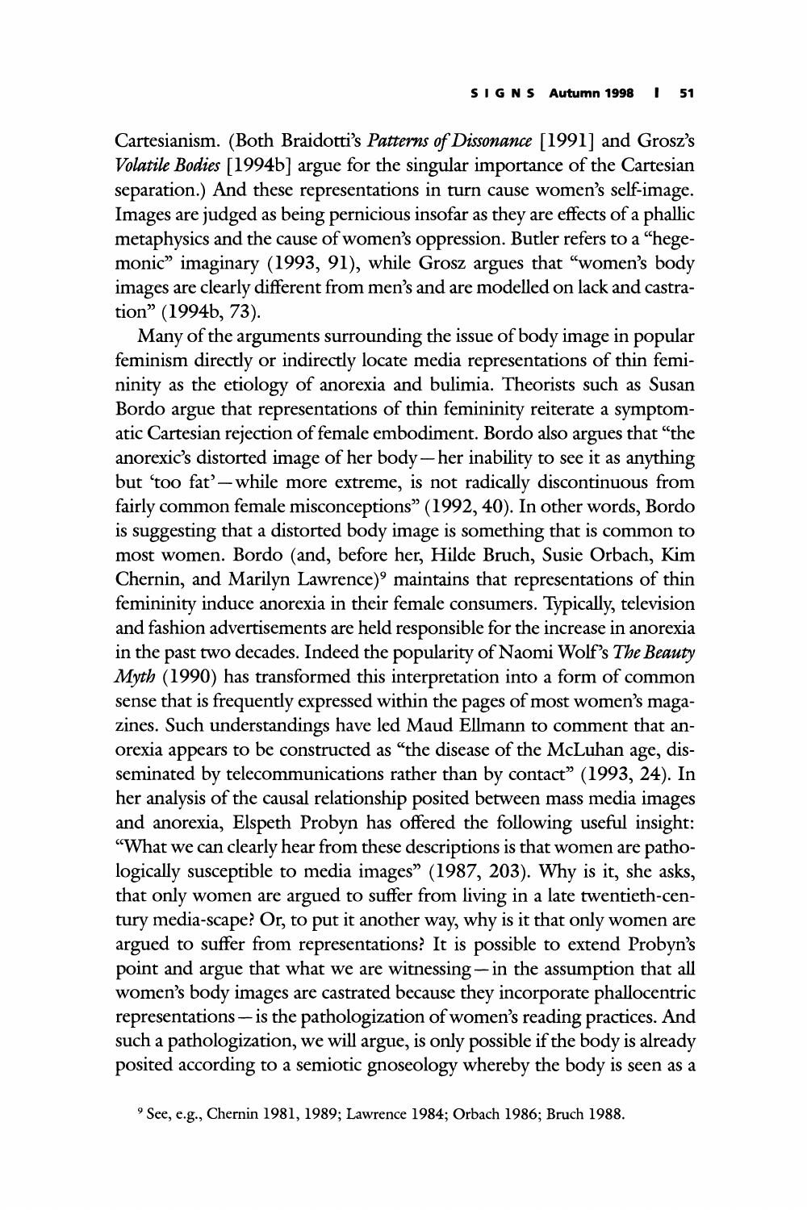Cartesianism. (Both Braidotti's *Patterns of Dissonance* [1991] and Grosz's *Volatile Bodies* [1994b] argue for the singular importance of the Cartesian separation.) And these representations in turn cause women's self-image. Images are judged as being pernicious insofar as they are effects of a phallic metaphysics and the cause of women's oppression. Butler refers to a "hegemonic" imaginary (1993, 91), while Grosz argues that "women's body images are clearly different from men's and are modelled on lack and castration" (1994b, 73).

Many of the arguments surrounding the issue of body image in popular feminism directly or indirectly locate media representations of thin femininity as the etiology of anorexia and bulimia. Theorists such as Susan Bordo argue that representations of thin femininity reiterate a symptomatic Cartesian rejection of female embodiment. Bordo also argues that "the anorexic's distorted image of her body—her inability to see it as anything but 'too fat'—while more extreme, is not radically discontinuous from fairly common female misconceptions" (1992, 40). In other words, Bordo is suggesting that a distorted body image is something that is common to most women. Bordo (and, before her, Hilde Bruch, Susie Orbach, Kim Chernin, and Marilyn Lawrence)[9] maintains that representations of thin femininity induce anorexia in their female consumers. Typically, television and fashion advertisements are held responsible for the increase in anorexia in the past two decades. Indeed the popularity of Naomi Wolf's *The Beauty Myth* (1990) has transformed this interpretation into a form of common sense that is frequently expressed within the pages of most women's magazines. Such understandings have led Maud Ellmann to comment that anorexia appears to be constructed as "the disease of the McLuhan age, disseminated by telecommunications rather than by contact" (1993, 24). In her analysis of the causal relationship posited between mass media images and anorexia, Elspeth Probyn has offered the following useful insight: "What we can clearly hear from these descriptions is that women are pathologically susceptible to media images" (1987, 203). Why is it, she asks, that only women are argued to suffer from living in a late twentieth-century media-scape? Or, to put it another way, why is it that only women are argued to suffer from representations? It is possible to extend Probyn's point and argue that what we are witnessing—in the assumption that all women's body images are castrated because they incorporate phallocentric representations—is the pathologization of women's reading practices. And such a pathologization, we will argue, is only possible if the body is already posited according to a semiotic gnoseology whereby the body is seen as a

[9] See, e.g., Chernin 1981, 1989; Lawrence 1984; Orbach 1986; Bruch 1988.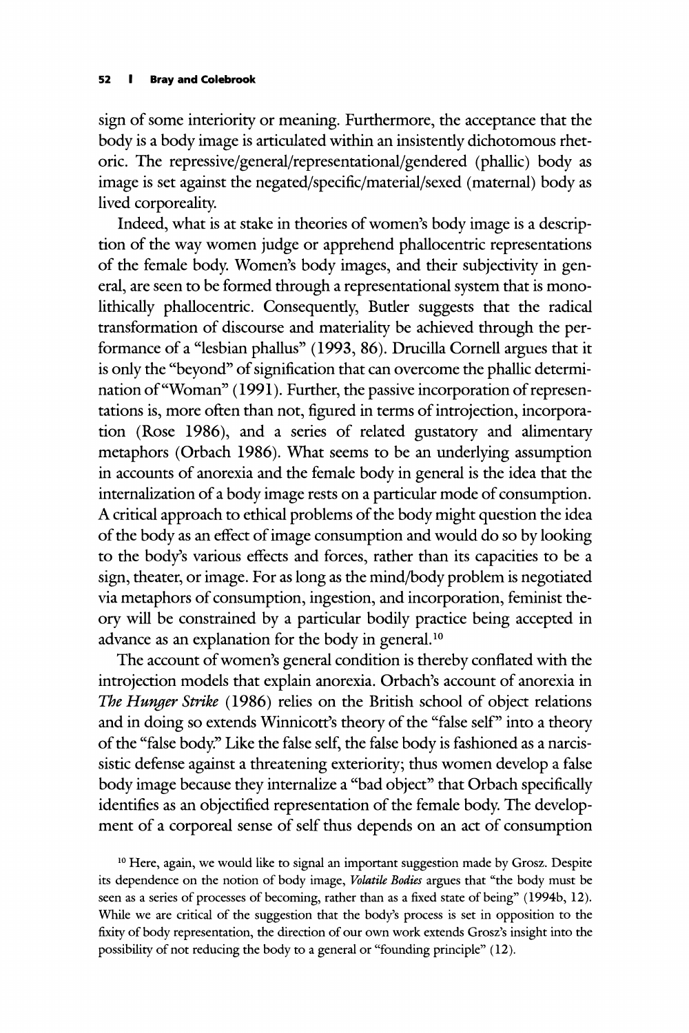sign of some interiority or meaning. Furthermore, the acceptance that the body is a body image is articulated within an insistently dichotomous rhetoric. The repressive/general/representational/gendered (phallic) body as image is set against the negated/specific/material/sexed (maternal) body as lived corporeality.

Indeed, what is at stake in theories of women's body image is a description of the way women judge or apprehend phallocentric representations of the female body. Women's body images, and their subjectivity in general, are seen to be formed through a representational system that is monolithically phallocentric. Consequently, Butler suggests that the radical transformation of discourse and materiality be achieved through the performance of a "lesbian phallus" (1993, 86). Drucilla Cornell argues that it is only the "beyond" of signification that can overcome the phallic determination of "Woman" (1991). Further, the passive incorporation of representations is, more often than not, figured in terms of introjection, incorporation (Rose 1986), and a series of related gustatory and alimentary metaphors (Orbach 1986). What seems to be an underlying assumption in accounts of anorexia and the female body in general is the idea that the internalization of a body image rests on a particular mode of consumption. A critical approach to ethical problems of the body might question the idea of the body as an effect of image consumption and would do so by looking to the body's various effects and forces, rather than its capacities to be a sign, theater, or image. For as long as the mind/body problem is negotiated via metaphors of consumption, ingestion, and incorporation, feminist theory will be constrained by a particular bodily practice being accepted in advance as an explanation for the body in general.[10]

The account of women's general condition is thereby conflated with the introjection models that explain anorexia. Orbach's account of anorexia in *The Hunger Strike* (1986) relies on the British school of object relations and in doing so extends Winnicott's theory of the "false self" into a theory of the "false body." Like the false self, the false body is fashioned as a narcissistic defense against a threatening exteriority; thus women develop a false body image because they internalize a "bad object" that Orbach specifically identifies as an objectified representation of the female body. The development of a corporeal sense of self thus depends on an act of consumption

[10] Here, again, we would like to signal an important suggestion made by Grosz. Despite its dependence on the notion of body image, *Volatile Bodies* argues that "the body must be seen as a series of processes of becoming, rather than as a fixed state of being" (1994b, 12). While we are critical of the suggestion that the body's process is set in opposition to the fixity of body representation, the direction of our own work extends Grosz's insight into the possibility of not reducing the body to a general or "founding principle" (12).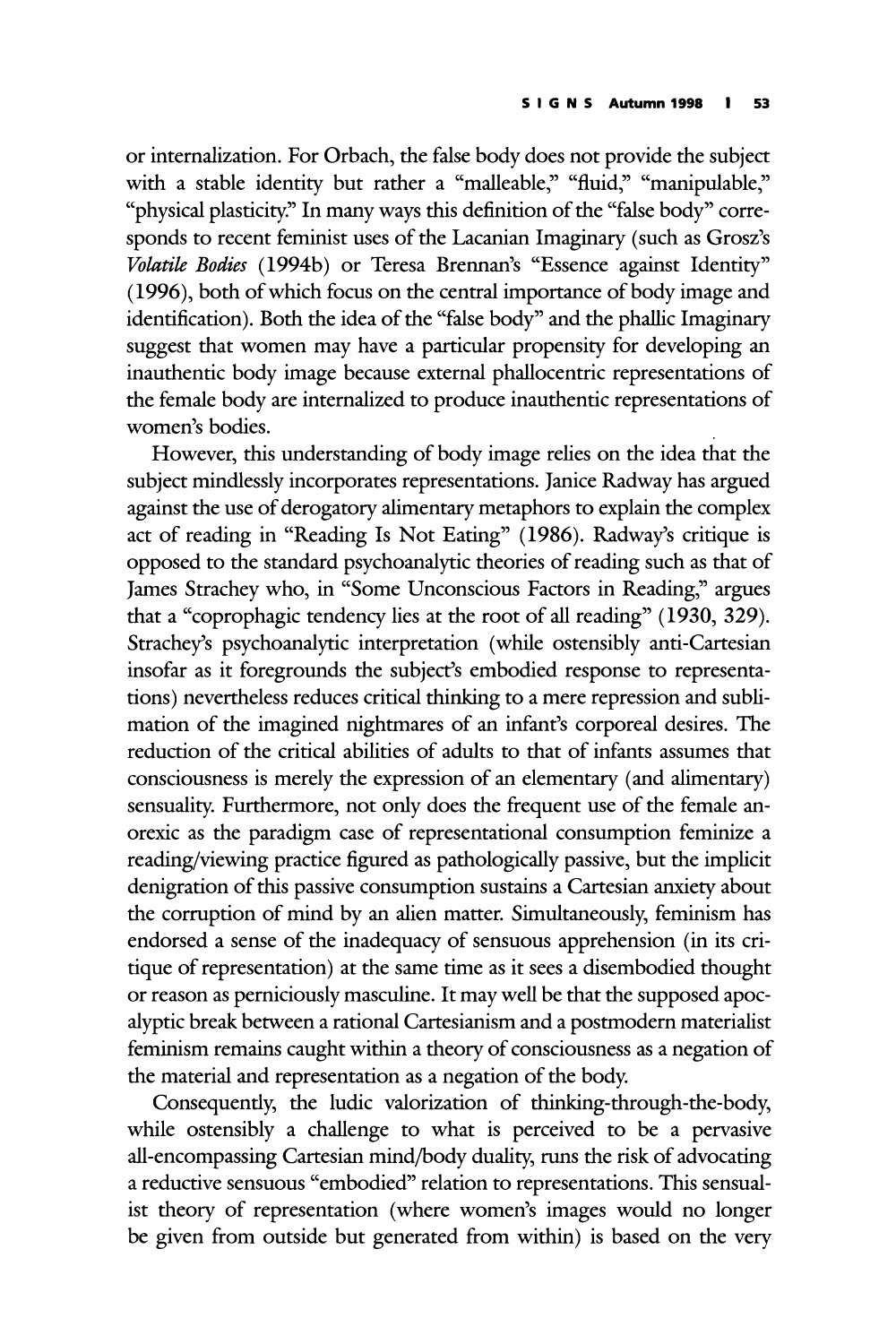or internalization. For Orbach, the false body does not provide the subject with a stable identity but rather a "malleable," "fluid," "manipulable," "physical plasticity." In many ways this definition of the "false body" corresponds to recent feminist uses of the Lacanian Imaginary (such as Grosz's *Volatile Bodies* (1994b) or Teresa Brennan's "Essence against Identity" (1996), both of which focus on the central importance of body image and identification). Both the idea of the "false body" and the phallic Imaginary suggest that women may have a particular propensity for developing an inauthentic body image because external phallocentric representations of the female body are internalized to produce inauthentic representations of women's bodies.

However, this understanding of body image relies on the idea that the subject mindlessly incorporates representations. Janice Radway has argued against the use of derogatory alimentary metaphors to explain the complex act of reading in "Reading Is Not Eating" (1986). Radway's critique is opposed to the standard psychoanalytic theories of reading such as that of James Strachey who, in "Some Unconscious Factors in Reading," argues that a "coprophagic tendency lies at the root of all reading" (1930, 329). Strachey's psychoanalytic interpretation (while ostensibly anti-Cartesian insofar as it foregrounds the subject's embodied response to representations) nevertheless reduces critical thinking to a mere repression and sublimation of the imagined nightmares of an infant's corporeal desires. The reduction of the critical abilities of adults to that of infants assumes that consciousness is merely the expression of an elementary (and alimentary) sensuality. Furthermore, not only does the frequent use of the female anorexic as the paradigm case of representational consumption feminize a reading/viewing practice figured as pathologically passive, but the implicit denigration of this passive consumption sustains a Cartesian anxiety about the corruption of mind by an alien matter. Simultaneously, feminism has endorsed a sense of the inadequacy of sensuous apprehension (in its critique of representation) at the same time as it sees a disembodied thought or reason as perniciously masculine. It may well be that the supposed apocalyptic break between a rational Cartesianism and a postmodern materialist feminism remains caught within a theory of consciousness as a negation of the material and representation as a negation of the body.

Consequently, the ludic valorization of thinking-through-the-body, while ostensibly a challenge to what is perceived to be a pervasive all-encompassing Cartesian mind/body duality, runs the risk of advocating a reductive sensuous "embodied" relation to representations. This sensualist theory of representation (where women's images would no longer be given from outside but generated from within) is based on the very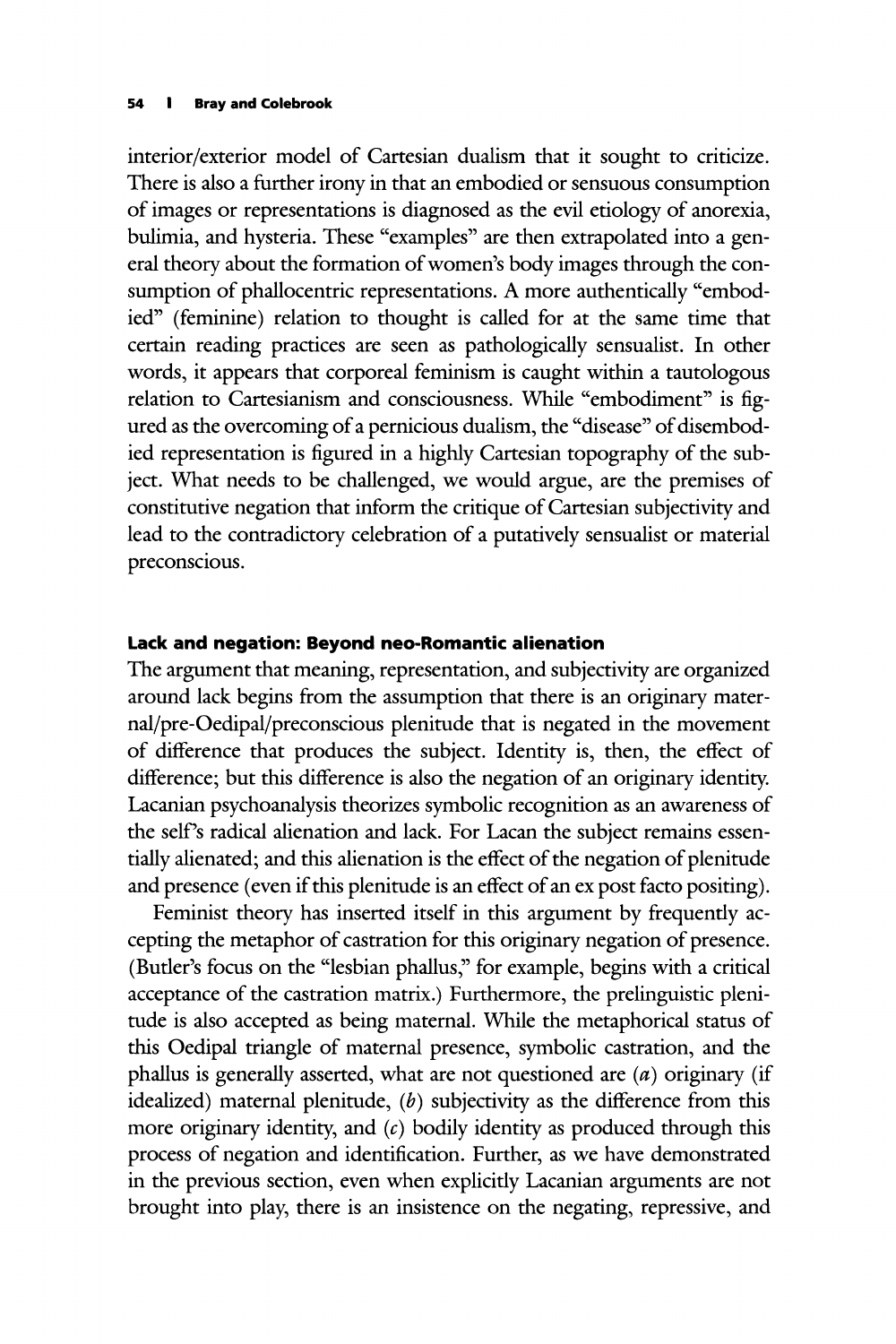interior/exterior model of Cartesian dualism that it sought to criticize. There is also a further irony in that an embodied or sensuous consumption of images or representations is diagnosed as the evil etiology of anorexia, bulimia, and hysteria. These "examples" are then extrapolated into a general theory about the formation of women's body images through the consumption of phallocentric representations. A more authentically "embodied" (feminine) relation to thought is called for at the same time that certain reading practices are seen as pathologically sensualist. In other words, it appears that corporeal feminism is caught within a tautologous relation to Cartesianism and consciousness. While "embodiment" is figured as the overcoming of a pernicious dualism, the "disease" of disembodied representation is figured in a highly Cartesian topography of the subject. What needs to be challenged, we would argue, are the premises of constitutive negation that inform the critique of Cartesian subjectivity and lead to the contradictory celebration of a putatively sensualist or material preconscious.

### Lack and negation: Beyond neo-Romantic alienation

The argument that meaning, representation, and subjectivity are organized around lack begins from the assumption that there is an originary maternal/pre-Oedipal/preconscious plenitude that is negated in the movement of difference that produces the subject. Identity is, then, the effect of difference; but this difference is also the negation of an originary identity. Lacanian psychoanalysis theorizes symbolic recognition as an awareness of the self's radical alienation and lack. For Lacan the subject remains essentially alienated; and this alienation is the effect of the negation of plenitude and presence (even if this plenitude is an effect of an ex post facto positing).

Feminist theory has inserted itself in this argument by frequently accepting the metaphor of castration for this originary negation of presence. (Butler's focus on the "lesbian phallus," for example, begins with a critical acceptance of the castration matrix.) Furthermore, the prelinguistic plenitude is also accepted as being maternal. While the metaphorical status of this Oedipal triangle of maternal presence, symbolic castration, and the phallus is generally asserted, what are not questioned are (*a*) originary (if idealized) maternal plenitude, (*b*) subjectivity as the difference from this more originary identity, and (*c*) bodily identity as produced through this process of negation and identification. Further, as we have demonstrated in the previous section, even when explicitly Lacanian arguments are not brought into play, there is an insistence on the negating, repressive, and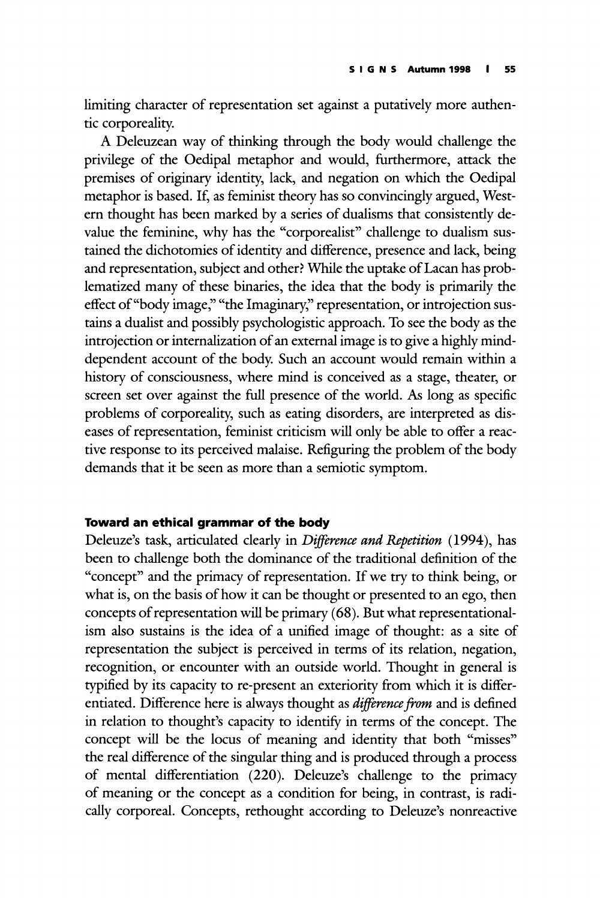limiting character of representation set against a putatively more authentic corporeality.

A Deleuzean way of thinking through the body would challenge the privilege of the Oedipal metaphor and would, furthermore, attack the premises of originary identity, lack, and negation on which the Oedipal metaphor is based. If, as feminist theory has so convincingly argued, Western thought has been marked by a series of dualisms that consistently devalue the feminine, why has the "corporealist" challenge to dualism sustained the dichotomies of identity and difference, presence and lack, being and representation, subject and other? While the uptake of Lacan has problematized many of these binaries, the idea that the body is primarily the effect of "body image," "the Imaginary," representation, or introjection sustains a dualist and possibly psychologistic approach. To see the body as the introjection or internalization of an external image is to give a highly mind-dependent account of the body. Such an account would remain within a history of consciousness, where mind is conceived as a stage, theater, or screen set over against the full presence of the world. As long as specific problems of corporeality, such as eating disorders, are interpreted as diseases of representation, feminist criticism will only be able to offer a reactive response to its perceived malaise. Refiguring the problem of the body demands that it be seen as more than a semiotic symptom.

### Toward an ethical grammar of the body

Deleuze's task, articulated clearly in *Difference and Repetition* (1994), has been to challenge both the dominance of the traditional definition of the "concept" and the primacy of representation. If we try to think being, or what is, on the basis of how it can be thought or presented to an ego, then concepts of representation will be primary (68). But what representationalism also sustains is the idea of a unified image of thought: as a site of representation the subject is perceived in terms of its relation, negation, recognition, or encounter with an outside world. Thought in general is typified by its capacity to re-present an exteriority from which it is differentiated. Difference here is always thought as *difference from* and is defined in relation to thought's capacity to identify in terms of the concept. The concept will be the locus of meaning and identity that both "misses" the real difference of the singular thing and is produced through a process of mental differentiation (220). Deleuze's challenge to the primacy of meaning or the concept as a condition for being, in contrast, is radically corporeal. Concepts, rethought according to Deleuze's nonreactive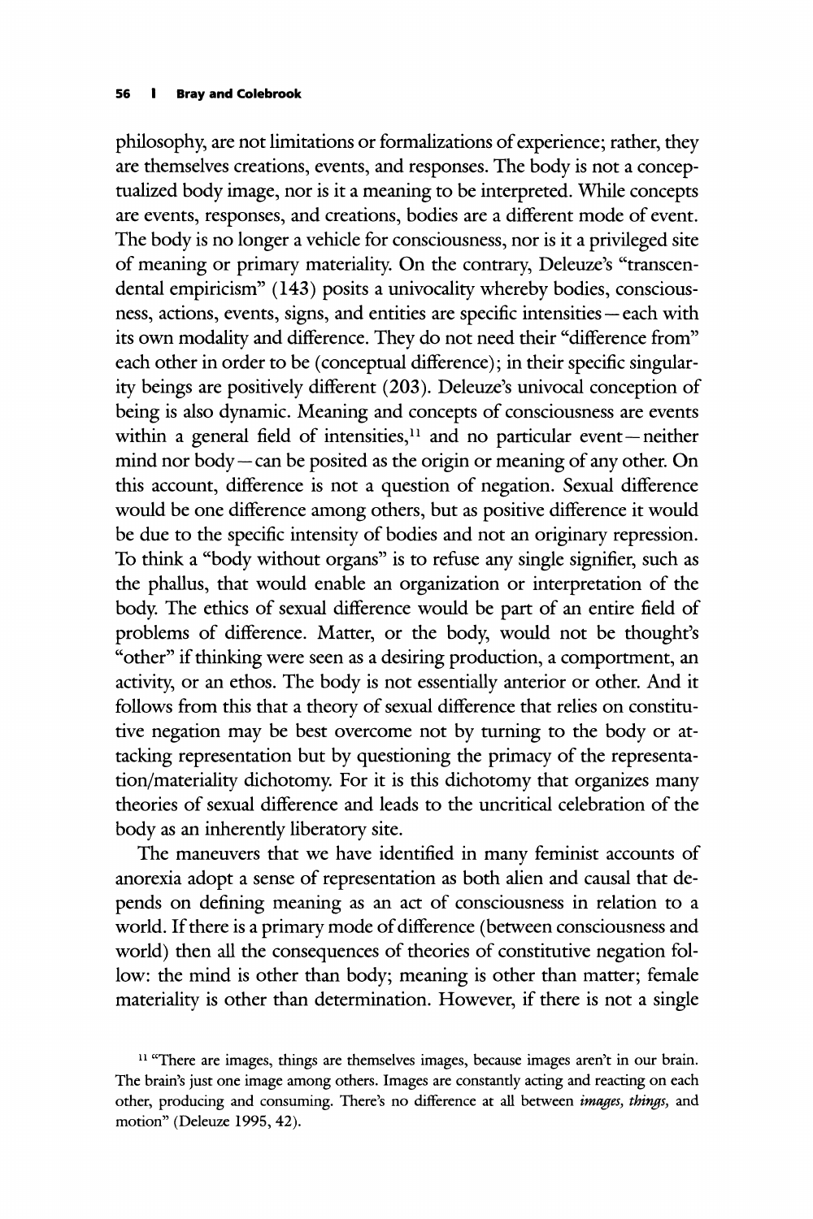philosophy, are not limitations or formalizations of experience; rather, they are themselves creations, events, and responses. The body is not a conceptualized body image, nor is it a meaning to be interpreted. While concepts are events, responses, and creations, bodies are a different mode of event. The body is no longer a vehicle for consciousness, nor is it a privileged site of meaning or primary materiality. On the contrary, Deleuze's "transcendental empiricism" (143) posits a univocality whereby bodies, consciousness, actions, events, signs, and entities are specific intensities—each with its own modality and difference. They do not need their "difference from" each other in order to be (conceptual difference); in their specific singularity beings are positively different (203). Deleuze's univocal conception of being is also dynamic. Meaning and concepts of consciousness are events within a general field of intensities,[11] and no particular event—neither mind nor body—can be posited as the origin or meaning of any other. On this account, difference is not a question of negation. Sexual difference would be one difference among others, but as positive difference it would be due to the specific intensity of bodies and not an originary repression. To think a "body without organs" is to refuse any single signifier, such as the phallus, that would enable an organization or interpretation of the body. The ethics of sexual difference would be part of an entire field of problems of difference. Matter, or the body, would not be thought's "other" if thinking were seen as a desiring production, a comportment, an activity, or an ethos. The body is not essentially anterior or other. And it follows from this that a theory of sexual difference that relies on constitutive negation may be best overcome not by turning to the body or attacking representation but by questioning the primacy of the representation/materiality dichotomy. For it is this dichotomy that organizes many theories of sexual difference and leads to the uncritical celebration of the body as an inherently liberatory site.

The maneuvers that we have identified in many feminist accounts of anorexia adopt a sense of representation as both alien and causal that depends on defining meaning as an act of consciousness in relation to a world. If there is a primary mode of difference (between consciousness and world) then all the consequences of theories of constitutive negation follow: the mind is other than body; meaning is other than matter; female materiality is other than determination. However, if there is not a single

[11] "There are images, things are themselves images, because images aren't in our brain. The brain's just one image among others. Images are constantly acting and reacting on each other, producing and consuming. There's no difference at all between *images, things,* and motion" (Deleuze 1995, 42).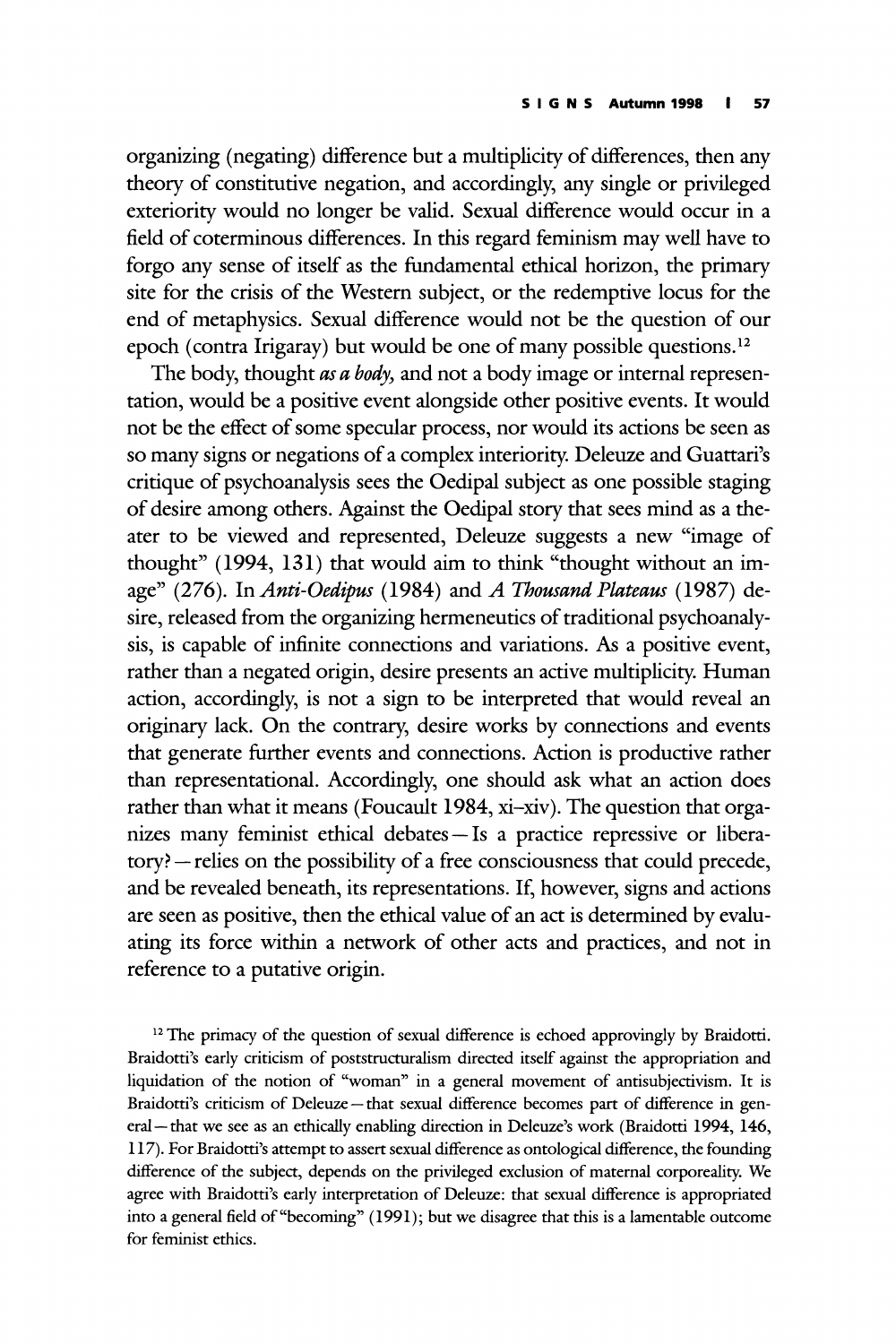organizing (negating) difference but a multiplicity of differences, then any theory of constitutive negation, and accordingly, any single or privileged exteriority would no longer be valid. Sexual difference would occur in a field of coterminous differences. In this regard feminism may well have to forgo any sense of itself as the fundamental ethical horizon, the primary site for the crisis of the Western subject, or the redemptive locus for the end of metaphysics. Sexual difference would not be the question of our epoch (contra Irigaray) but would be one of many possible questions.[12]

The body, thought *as a body,* and not a body image or internal representation, would be a positive event alongside other positive events. It would not be the effect of some specular process, nor would its actions be seen as so many signs or negations of a complex interiority. Deleuze and Guattari's critique of psychoanalysis sees the Oedipal subject as one possible staging of desire among others. Against the Oedipal story that sees mind as a theater to be viewed and represented, Deleuze suggests a new "image of thought" (1994, 131) that would aim to think "thought without an image" (276). In *Anti-Oedipus* (1984) and *A Thousand Plateaus* (1987) desire, released from the organizing hermeneutics of traditional psychoanalysis, is capable of infinite connections and variations. As a positive event, rather than a negated origin, desire presents an active multiplicity. Human action, accordingly, is not a sign to be interpreted that would reveal an originary lack. On the contrary, desire works by connections and events that generate further events and connections. Action is productive rather than representational. Accordingly, one should ask what an action does rather than what it means (Foucault 1984, xi–xiv). The question that organizes many feminist ethical debates—Is a practice repressive or liberatory?—relies on the possibility of a free consciousness that could precede, and be revealed beneath, its representations. If, however, signs and actions are seen as positive, then the ethical value of an act is determined by evaluating its force within a network of other acts and practices, and not in reference to a putative origin.

[12] The primacy of the question of sexual difference is echoed approvingly by Braidotti. Braidotti's early criticism of poststructuralism directed itself against the appropriation and liquidation of the notion of "woman" in a general movement of antisubjectivism. It is Braidotti's criticism of Deleuze—that sexual difference becomes part of difference in general—that we see as an ethically enabling direction in Deleuze's work (Braidotti 1994, 146, 117). For Braidotti's attempt to assert sexual difference as ontological difference, the founding difference of the subject, depends on the privileged exclusion of maternal corporeality. We agree with Braidotti's early interpretation of Deleuze: that sexual difference is appropriated into a general field of "becoming" (1991); but we disagree that this is a lamentable outcome for feminist ethics.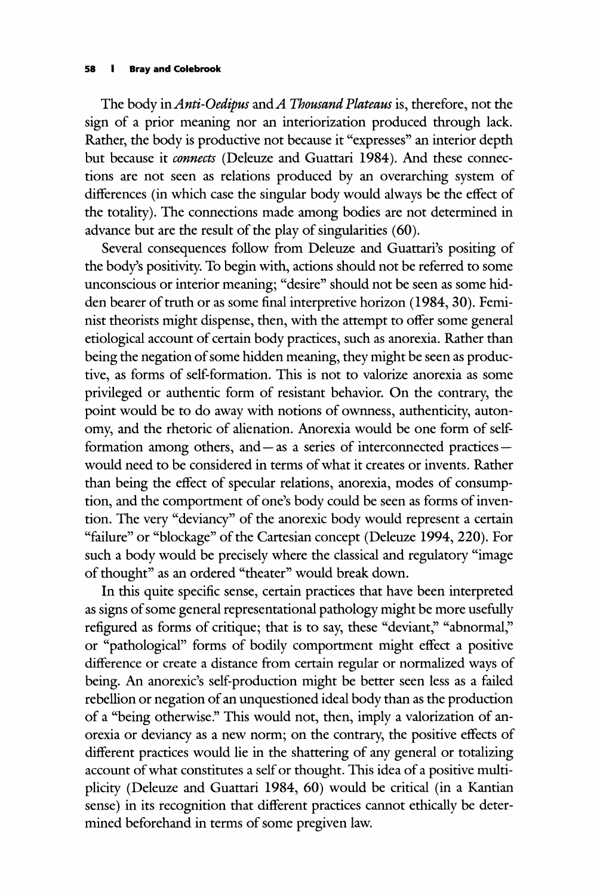The body in *Anti-Oedipus* and *A Thousand Plateaus* is, therefore, not the sign of a prior meaning nor an interiorization produced through lack. Rather, the body is productive not because it "expresses" an interior depth but because it *connects* (Deleuze and Guattari 1984). And these connections are not seen as relations produced by an overarching system of differences (in which case the singular body would always be the effect of the totality). The connections made among bodies are not determined in advance but are the result of the play of singularities (60).

Several consequences follow from Deleuze and Guattari's positing of the body's positivity. To begin with, actions should not be referred to some unconscious or interior meaning; "desire" should not be seen as some hidden bearer of truth or as some final interpretive horizon (1984, 30). Feminist theorists might dispense, then, with the attempt to offer some general etiological account of certain body practices, such as anorexia. Rather than being the negation of some hidden meaning, they might be seen as productive, as forms of self-formation. This is not to valorize anorexia as some privileged or authentic form of resistant behavior. On the contrary, the point would be to do away with notions of ownness, authenticity, autonomy, and the rhetoric of alienation. Anorexia would be one form of self-formation among others, and—as a series of interconnected practices—would need to be considered in terms of what it creates or invents. Rather than being the effect of specular relations, anorexia, modes of consumption, and the comportment of one's body could be seen as forms of invention. The very "deviancy" of the anorexic body would represent a certain "failure" or "blockage" of the Cartesian concept (Deleuze 1994, 220). For such a body would be precisely where the classical and regulatory "image of thought" as an ordered "theater" would break down.

In this quite specific sense, certain practices that have been interpreted as signs of some general representational pathology might be more usefully refigured as forms of critique; that is to say, these "deviant," "abnormal," or "pathological" forms of bodily comportment might effect a positive difference or create a distance from certain regular or normalized ways of being. An anorexic's self-production might be better seen less as a failed rebellion or negation of an unquestioned ideal body than as the production of a "being otherwise." This would not, then, imply a valorization of anorexia or deviancy as a new norm; on the contrary, the positive effects of different practices would lie in the shattering of any general or totalizing account of what constitutes a self or thought. This idea of a positive multiplicity (Deleuze and Guattari 1984, 60) would be critical (in a Kantian sense) in its recognition that different practices cannot ethically be determined beforehand in terms of some pregiven law.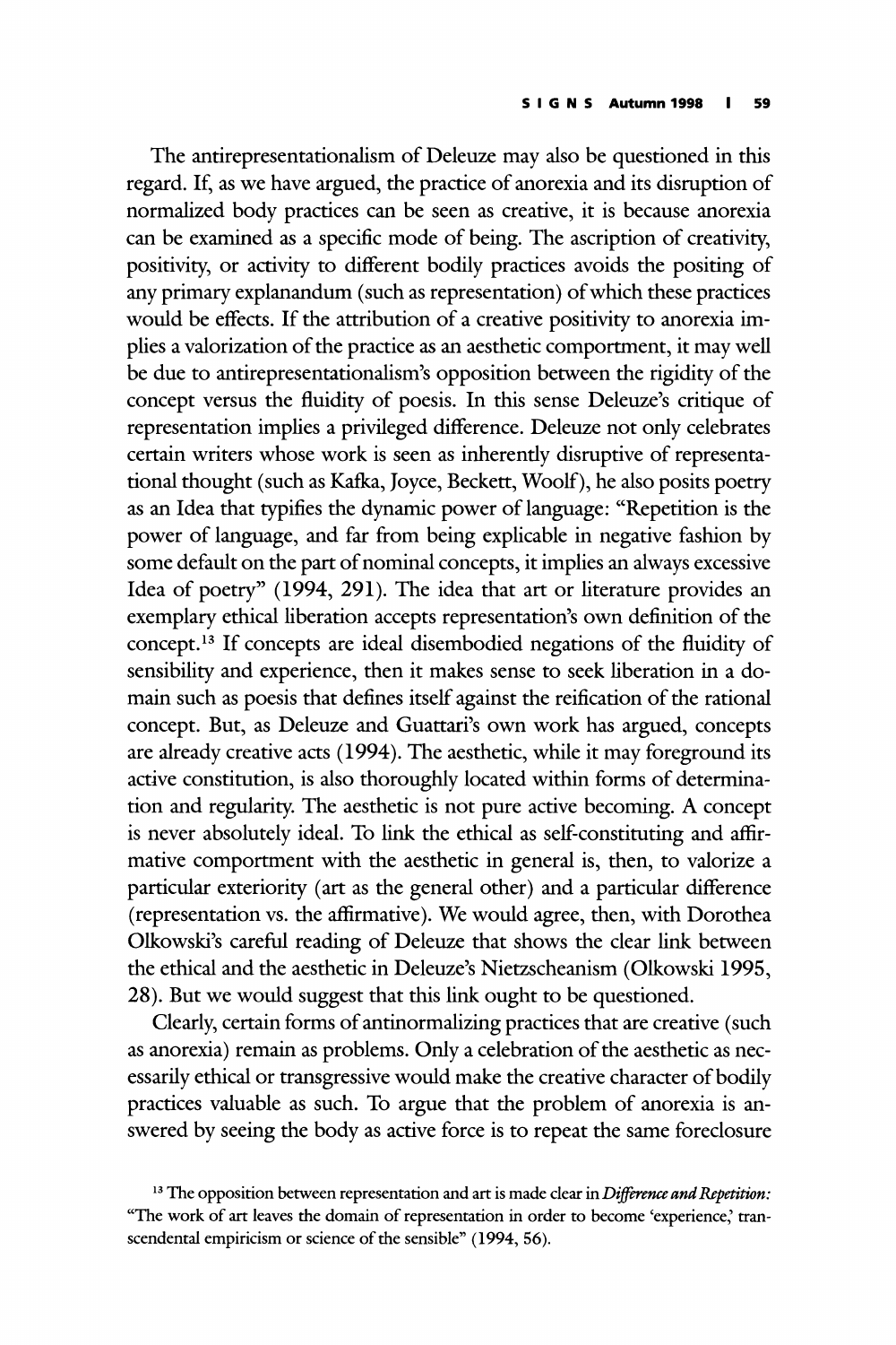The antirepresentationalism of Deleuze may also be questioned in this regard. If, as we have argued, the practice of anorexia and its disruption of normalized body practices can be seen as creative, it is because anorexia can be examined as a specific mode of being. The ascription of creativity, positivity, or activity to different bodily practices avoids the positing of any primary explanandum (such as representation) of which these practices would be effects. If the attribution of a creative positivity to anorexia implies a valorization of the practice as an aesthetic comportment, it may well be due to antirepresentationalism's opposition between the rigidity of the concept versus the fluidity of poesis. In this sense Deleuze's critique of representation implies a privileged difference. Deleuze not only celebrates certain writers whose work is seen as inherently disruptive of representational thought (such as Kafka, Joyce, Beckett, Woolf), he also posits poetry as an Idea that typifies the dynamic power of language: "Repetition is the power of language, and far from being explicable in negative fashion by some default on the part of nominal concepts, it implies an always excessive Idea of poetry" (1994, 291). The idea that art or literature provides an exemplary ethical liberation accepts representation's own definition of the concept.[13] If concepts are ideal disembodied negations of the fluidity of sensibility and experience, then it makes sense to seek liberation in a domain such as poesis that defines itself against the reification of the rational concept. But, as Deleuze and Guattari's own work has argued, concepts are already creative acts (1994). The aesthetic, while it may foreground its active constitution, is also thoroughly located within forms of determination and regularity. The aesthetic is not pure active becoming. A concept is never absolutely ideal. To link the ethical as self-constituting and affirmative comportment with the aesthetic in general is, then, to valorize a particular exteriority (art as the general other) and a particular difference (representation vs. the affirmative). We would agree, then, with Dorothea Olkowski's careful reading of Deleuze that shows the clear link between the ethical and the aesthetic in Deleuze's Nietzscheanism (Olkowski 1995, 28). But we would suggest that this link ought to be questioned.

Clearly, certain forms of antinormalizing practices that are creative (such as anorexia) remain as problems. Only a celebration of the aesthetic as necessarily ethical or transgressive would make the creative character of bodily practices valuable as such. To argue that the problem of anorexia is answered by seeing the body as active force is to repeat the same foreclosure

[13] The opposition between representation and art is made clear in *Difference and Repetition:* "The work of art leaves the domain of representation in order to become 'experience,' transcendental empiricism or science of the sensible" (1994, 56).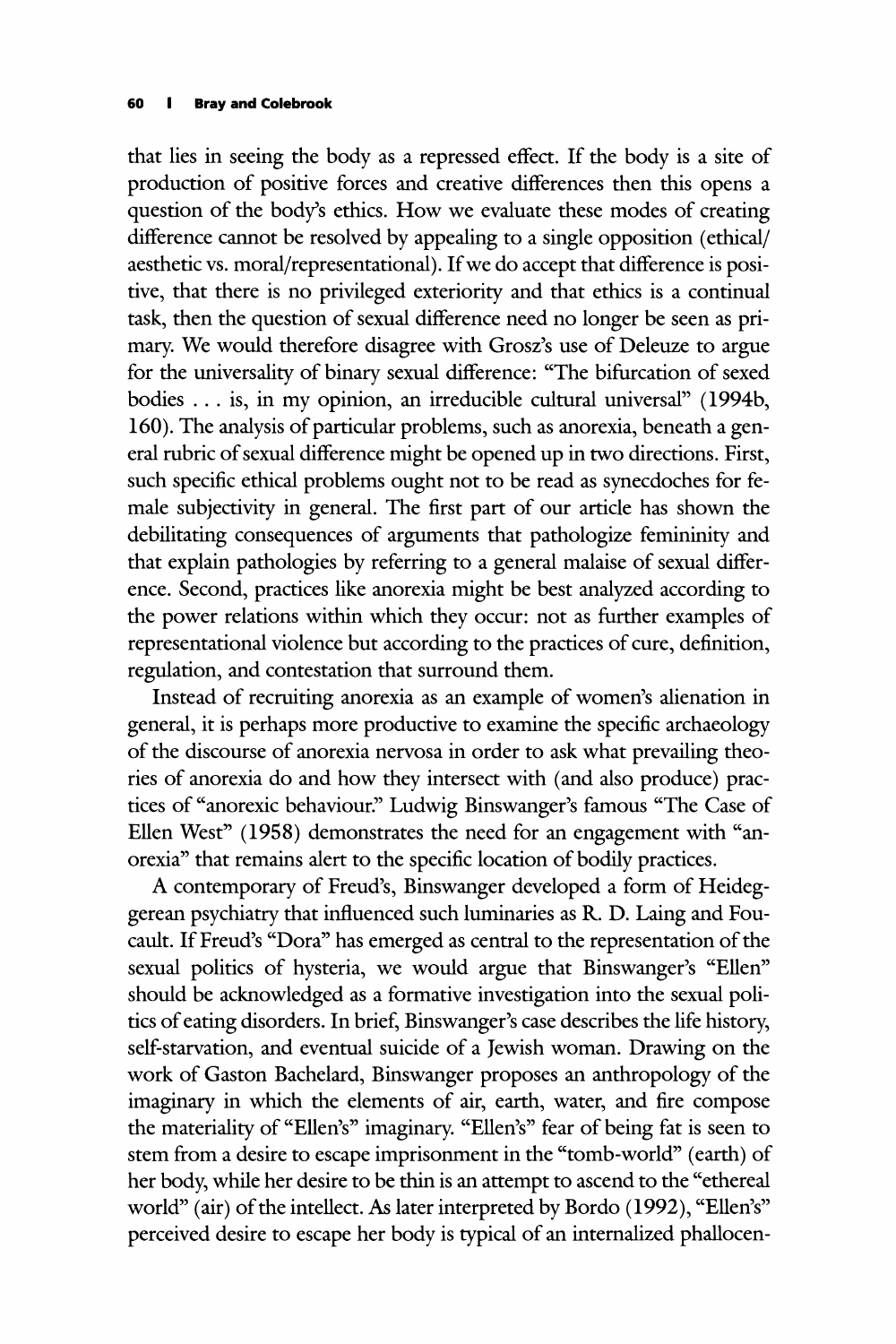that lies in seeing the body as a repressed effect. If the body is a site of production of positive forces and creative differences then this opens a question of the body's ethics. How we evaluate these modes of creating difference cannot be resolved by appealing to a single opposition (ethical/aesthetic vs. moral/representational). If we do accept that difference is positive, that there is no privileged exteriority and that ethics is a continual task, then the question of sexual difference need no longer be seen as primary. We would therefore disagree with Grosz's use of Deleuze to argue for the universality of binary sexual difference: "The bifurcation of sexed bodies . . . is, in my opinion, an irreducible cultural universal" (1994b, 160). The analysis of particular problems, such as anorexia, beneath a general rubric of sexual difference might be opened up in two directions. First, such specific ethical problems ought not to be read as synecdoches for female subjectivity in general. The first part of our article has shown the debilitating consequences of arguments that pathologize femininity and that explain pathologies by referring to a general malaise of sexual difference. Second, practices like anorexia might be best analyzed according to the power relations within which they occur: not as further examples of representational violence but according to the practices of cure, definition, regulation, and contestation that surround them.

Instead of recruiting anorexia as an example of women's alienation in general, it is perhaps more productive to examine the specific archaeology of the discourse of anorexia nervosa in order to ask what prevailing theories of anorexia do and how they intersect with (and also produce) practices of "anorexic behaviour." Ludwig Binswanger's famous "The Case of Ellen West" (1958) demonstrates the need for an engagement with "anorexia" that remains alert to the specific location of bodily practices.

A contemporary of Freud's, Binswanger developed a form of Heideggerean psychiatry that influenced such luminaries as R. D. Laing and Foucault. If Freud's "Dora" has emerged as central to the representation of the sexual politics of hysteria, we would argue that Binswanger's "Ellen" should be acknowledged as a formative investigation into the sexual politics of eating disorders. In brief, Binswanger's case describes the life history, self-starvation, and eventual suicide of a Jewish woman. Drawing on the work of Gaston Bachelard, Binswanger proposes an anthropology of the imaginary in which the elements of air, earth, water, and fire compose the materiality of "Ellen's" imaginary. "Ellen's" fear of being fat is seen to stem from a desire to escape imprisonment in the "tomb-world" (earth) of her body, while her desire to be thin is an attempt to ascend to the "ethereal world" (air) of the intellect. As later interpreted by Bordo (1992), "Ellen's" perceived desire to escape her body is typical of an internalized phallocen-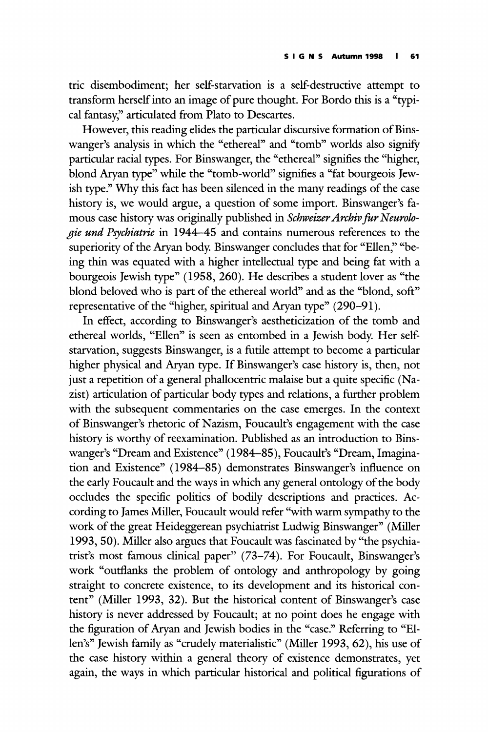tric disembodiment; her self-starvation is a self-destructive attempt to transform herself into an image of pure thought. For Bordo this is a "typical fantasy," articulated from Plato to Descartes.

However, this reading elides the particular discursive formation of Binswanger's analysis in which the "ethereal" and "tomb" worlds also signify particular racial types. For Binswanger, the "ethereal" signifies the "higher, blond Aryan type" while the "tomb-world" signifies a "fat bourgeois Jewish type." Why this fact has been silenced in the many readings of the case history is, we would argue, a question of some import. Binswanger's famous case history was originally published in *Schweizer Archiv fur Neurologie und Psychiatrie* in 1944–45 and contains numerous references to the superiority of the Aryan body. Binswanger concludes that for "Ellen," "being thin was equated with a higher intellectual type and being fat with a bourgeois Jewish type" (1958, 260). He describes a student lover as "the blond beloved who is part of the ethereal world" and as the "blond, soft" representative of the "higher, spiritual and Aryan type" (290–91).

In effect, according to Binswanger's aestheticization of the tomb and ethereal worlds, "Ellen" is seen as entombed in a Jewish body. Her self-starvation, suggests Binswanger, is a futile attempt to become a particular higher physical and Aryan type. If Binswanger's case history is, then, not just a repetition of a general phallocentric malaise but a quite specific (Nazist) articulation of particular body types and relations, a further problem with the subsequent commentaries on the case emerges. In the context of Binswanger's rhetoric of Nazism, Foucault's engagement with the case history is worthy of reexamination. Published as an introduction to Binswanger's "Dream and Existence" (1984–85), Foucault's "Dream, Imagination and Existence" (1984–85) demonstrates Binswanger's influence on the early Foucault and the ways in which any general ontology of the body occludes the specific politics of bodily descriptions and practices. According to James Miller, Foucault would refer "with warm sympathy to the work of the great Heideggerean psychiatrist Ludwig Binswanger" (Miller 1993, 50). Miller also argues that Foucault was fascinated by "the psychiatrist's most famous clinical paper" (73–74). For Foucault, Binswanger's work "outflanks the problem of ontology and anthropology by going straight to concrete existence, to its development and its historical content" (Miller 1993, 32). But the historical content of Binswanger's case history is never addressed by Foucault; at no point does he engage with the figuration of Aryan and Jewish bodies in the "case." Referring to "Ellen's" Jewish family as "crudely materialistic" (Miller 1993, 62), his use of the case history within a general theory of existence demonstrates, yet again, the ways in which particular historical and political figurations of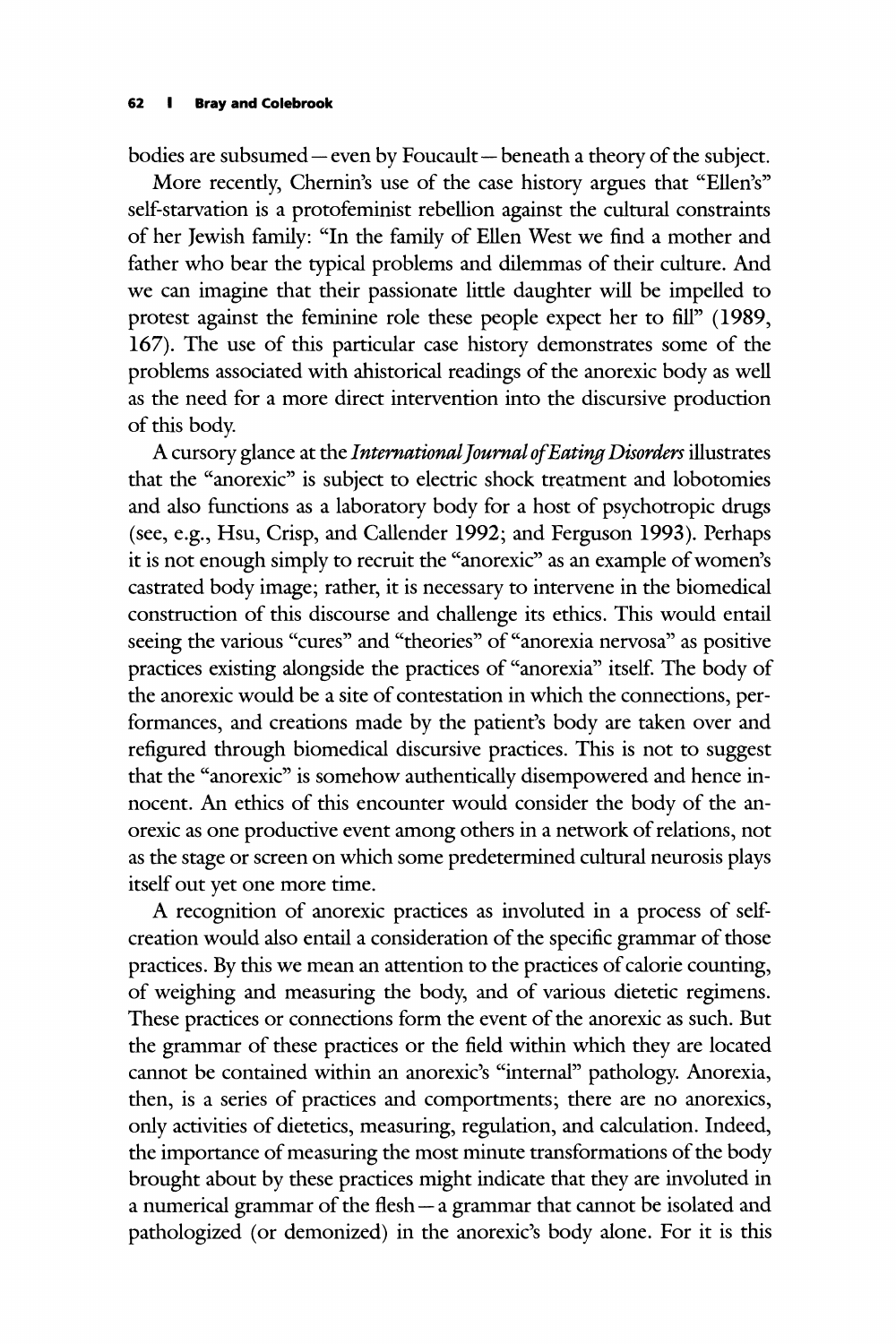bodies are subsumed — even by Foucault — beneath a theory of the subject.

More recently, Chernin's use of the case history argues that "Ellen's" self-starvation is a protofeminist rebellion against the cultural constraints of her Jewish family: "In the family of Ellen West we find a mother and father who bear the typical problems and dilemmas of their culture. And we can imagine that their passionate little daughter will be impelled to protest against the feminine role these people expect her to fill" (1989, 167). The use of this particular case history demonstrates some of the problems associated with ahistorical readings of the anorexic body as well as the need for a more direct intervention into the discursive production of this body.

A cursory glance at the *International Journal of Eating Disorders* illustrates that the "anorexic" is subject to electric shock treatment and lobotomies and also functions as a laboratory body for a host of psychotropic drugs (see, e.g., Hsu, Crisp, and Callender 1992; and Ferguson 1993). Perhaps it is not enough simply to recruit the "anorexic" as an example of women's castrated body image; rather, it is necessary to intervene in the biomedical construction of this discourse and challenge its ethics. This would entail seeing the various "cures" and "theories" of "anorexia nervosa" as positive practices existing alongside the practices of "anorexia" itself. The body of the anorexic would be a site of contestation in which the connections, performances, and creations made by the patient's body are taken over and refigured through biomedical discursive practices. This is not to suggest that the "anorexic" is somehow authentically disempowered and hence innocent. An ethics of this encounter would consider the body of the anorexic as one productive event among others in a network of relations, not as the stage or screen on which some predetermined cultural neurosis plays itself out yet one more time.

A recognition of anorexic practices as involuted in a process of self-creation would also entail a consideration of the specific grammar of those practices. By this we mean an attention to the practices of calorie counting, of weighing and measuring the body, and of various dietetic regimens. These practices or connections form the event of the anorexic as such. But the grammar of these practices or the field within which they are located cannot be contained within an anorexic's "internal" pathology. Anorexia, then, is a series of practices and comportments; there are no anorexics, only activities of dietetics, measuring, regulation, and calculation. Indeed, the importance of measuring the most minute transformations of the body brought about by these practices might indicate that they are involuted in a numerical grammar of the flesh — a grammar that cannot be isolated and pathologized (or demonized) in the anorexic's body alone. For it is this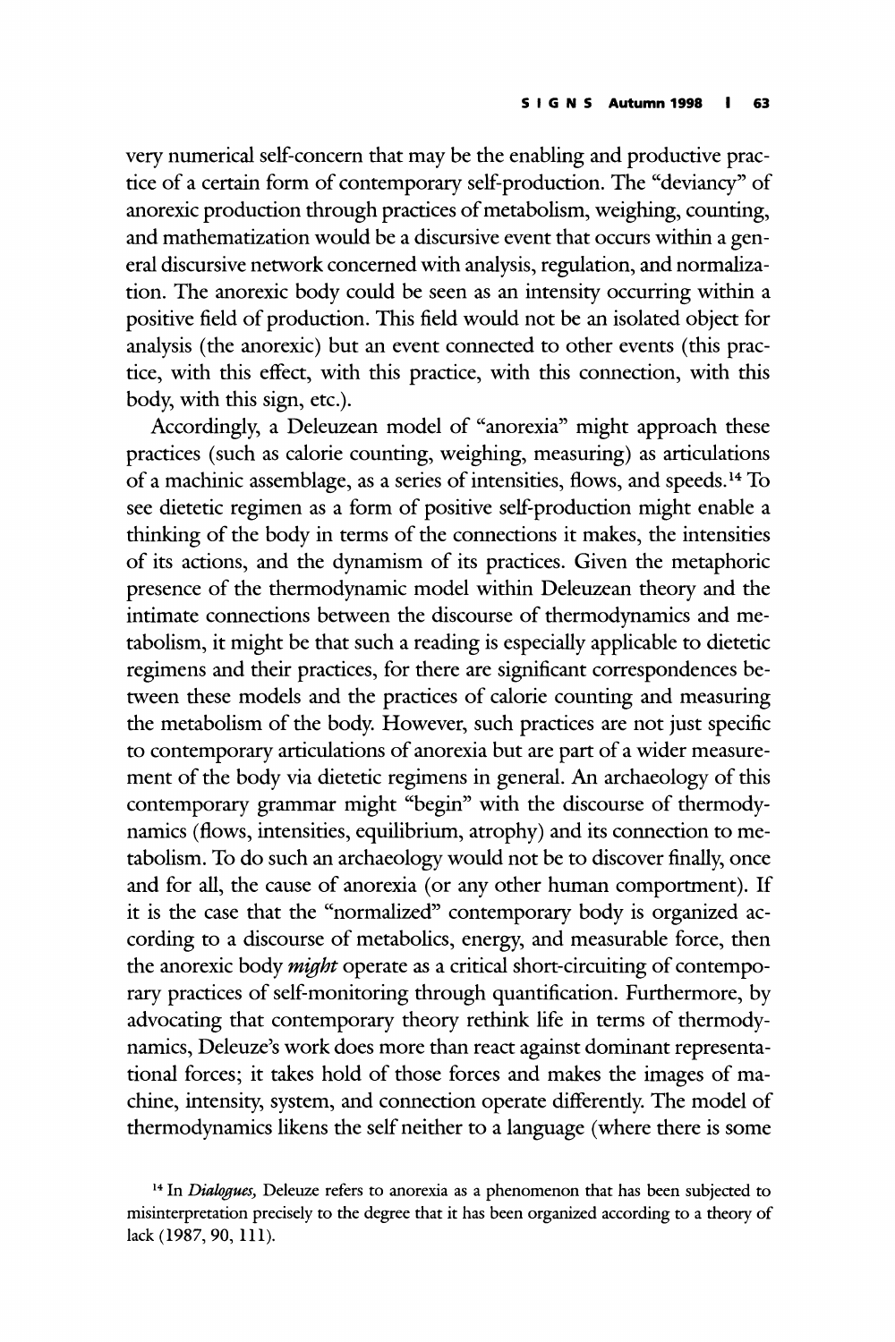very numerical self-concern that may be the enabling and productive practice of a certain form of contemporary self-production. The "deviancy" of anorexic production through practices of metabolism, weighing, counting, and mathematization would be a discursive event that occurs within a general discursive network concerned with analysis, regulation, and normalization. The anorexic body could be seen as an intensity occurring within a positive field of production. This field would not be an isolated object for analysis (the anorexic) but an event connected to other events (this practice, with this effect, with this practice, with this connection, with this body, with this sign, etc.).

Accordingly, a Deleuzean model of "anorexia" might approach these practices (such as calorie counting, weighing, measuring) as articulations of a machinic assemblage, as a series of intensities, flows, and speeds.[14] To see dietetic regimen as a form of positive self-production might enable a thinking of the body in terms of the connections it makes, the intensities of its actions, and the dynamism of its practices. Given the metaphoric presence of the thermodynamic model within Deleuzean theory and the intimate connections between the discourse of thermodynamics and metabolism, it might be that such a reading is especially applicable to dietetic regimens and their practices, for there are significant correspondences between these models and the practices of calorie counting and measuring the metabolism of the body. However, such practices are not just specific to contemporary articulations of anorexia but are part of a wider measurement of the body via dietetic regimens in general. An archaeology of this contemporary grammar might "begin" with the discourse of thermodynamics (flows, intensities, equilibrium, atrophy) and its connection to metabolism. To do such an archaeology would not be to discover finally, once and for all, the cause of anorexia (or any other human comportment). If it is the case that the "normalized" contemporary body is organized according to a discourse of metabolics, energy, and measurable force, then the anorexic body *might* operate as a critical short-circuiting of contemporary practices of self-monitoring through quantification. Furthermore, by advocating that contemporary theory rethink life in terms of thermodynamics, Deleuze's work does more than react against dominant representational forces; it takes hold of those forces and makes the images of machine, intensity, system, and connection operate differently. The model of thermodynamics likens the self neither to a language (where there is some

[14] In *Dialogues,* Deleuze refers to anorexia as a phenomenon that has been subjected to misinterpretation precisely to the degree that it has been organized according to a theory of lack (1987, 90, 111).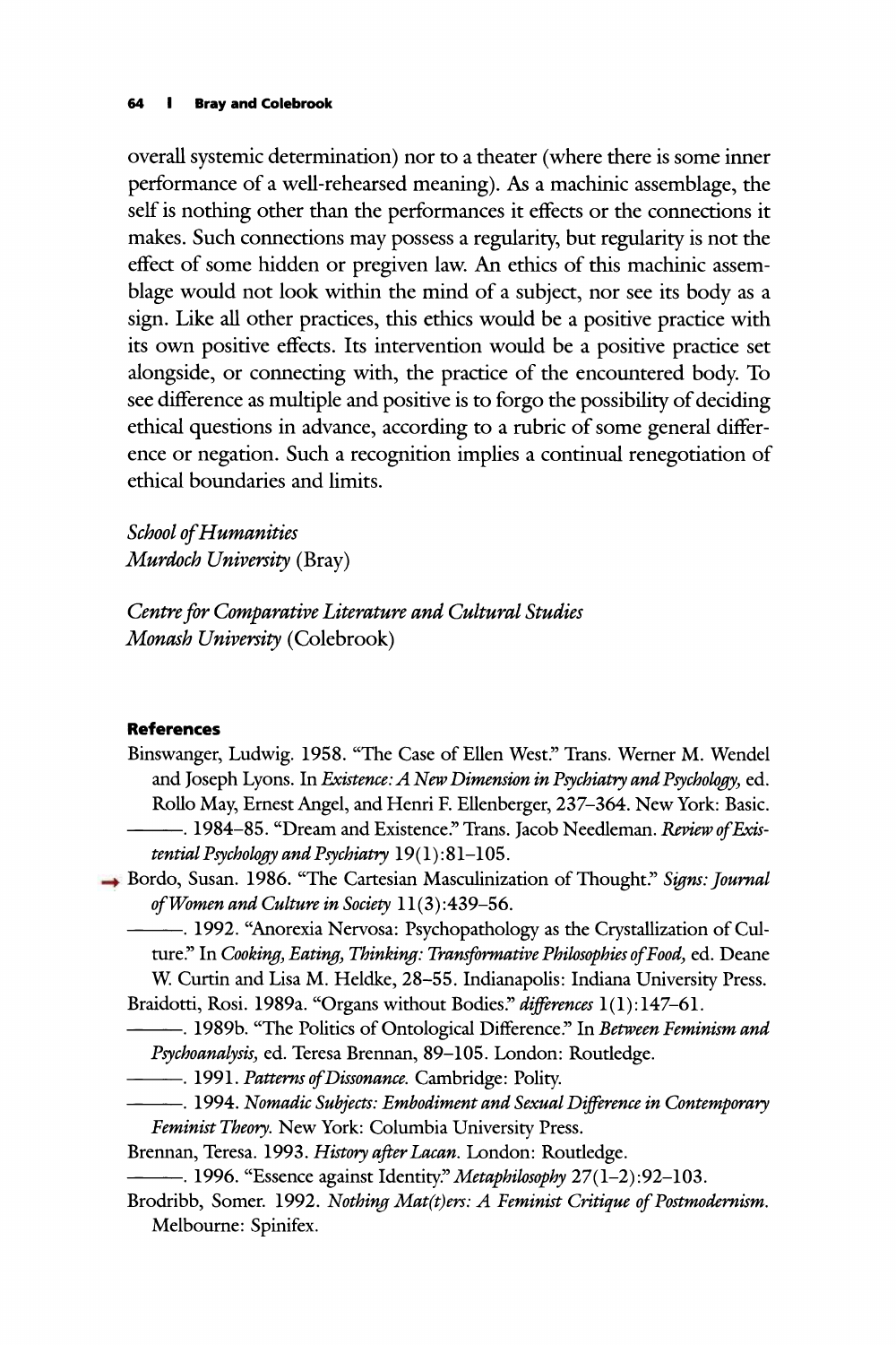overall systemic determination) nor to a theater (where there is some inner performance of a well-rehearsed meaning). As a machinic assemblage, the self is nothing other than the performances it effects or the connections it makes. Such connections may possess a regularity, but regularity is not the effect of some hidden or pregiven law. An ethics of this machinic assemblage would not look within the mind of a subject, nor see its body as a sign. Like all other practices, this ethics would be a positive practice with its own positive effects. Its intervention would be a positive practice set alongside, or connecting with, the practice of the encountered body. To see difference as multiple and positive is to forgo the possibility of deciding ethical questions in advance, according to a rubric of some general difference or negation. Such a recognition implies a continual renegotiation of ethical boundaries and limits.

*School of Humanities*
*Murdoch University* (Bray)

*Centre for Comparative Literature and Cultural Studies*
*Monash University* (Colebrook)

#### References

Binswanger, Ludwig. 1958. "The Case of Ellen West." Trans. Werner M. Wendel and Joseph Lyons. In *Existence: A New Dimension in Psychiatry and Psychology,* ed. Rollo May, Ernest Angel, and Henri F. Ellenberger, 237–364. New York: Basic.

———. 1984–85. "Dream and Existence." Trans. Jacob Needleman. *Review of Existential Psychology and Psychiatry* 19(1):81–105.

Bordo, Susan. 1986. "The Cartesian Masculinization of Thought." *Signs: Journal of Women and Culture in Society* 11(3):439–56.

———. 1992. "Anorexia Nervosa: Psychopathology as the Crystallization of Culture." In *Cooking, Eating, Thinking: Transformative Philosophies of Food,* ed. Deane W. Curtin and Lisa M. Heldke, 28–55. Indianapolis: Indiana University Press.

Braidotti, Rosi. 1989a. "Organs without Bodies." *differences* 1(1):147–61.

———. 1989b. "The Politics of Ontological Difference." In *Between Feminism and Psychoanalysis,* ed. Teresa Brennan, 89–105. London: Routledge.

———. 1991. *Patterns of Dissonance.* Cambridge: Polity.

———. 1994. *Nomadic Subjects: Embodiment and Sexual Difference in Contemporary Feminist Theory.* New York: Columbia University Press.

Brennan, Teresa. 1993. *History after Lacan.* London: Routledge.

———. 1996. "Essence against Identity." *Metaphilosophy* 27(1–2):92–103.

Brodribb, Somer. 1992. *Nothing Mat(t)ers: A Feminist Critique of Postmodernism.* Melbourne: Spinifex.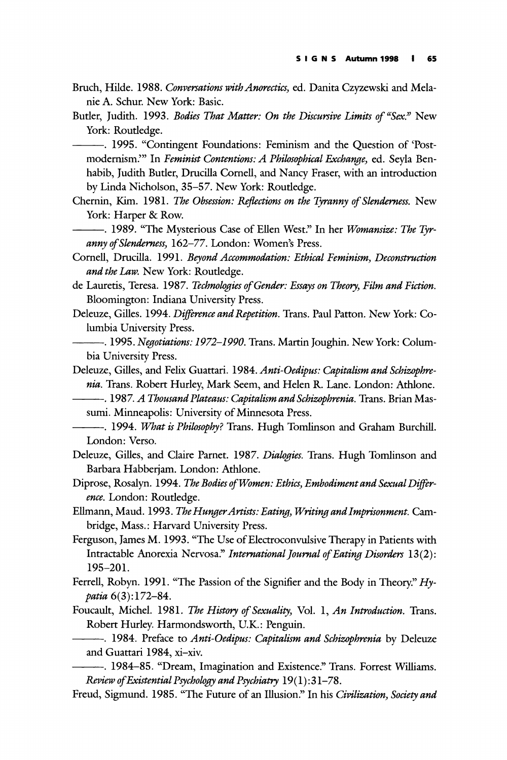Bruch, Hilde. 1988. *Conversations with Anorectics*, ed. Danita Czyzewski and Melanie A. Schur. New York: Basic.

Butler, Judith. 1993. *Bodies That Matter: On the Discursive Limits of "Sex."* New York: Routledge.

———. 1995. "Contingent Foundations: Feminism and the Question of 'Postmodernism.'" In *Feminist Contentions: A Philosophical Exchange*, ed. Seyla Benhabib, Judith Butler, Drucilla Cornell, and Nancy Fraser, with an introduction by Linda Nicholson, 35–57. New York: Routledge.

Chernin, Kim. 1981. *The Obsession: Reflections on the Tyranny of Slenderness*. New York: Harper & Row.

———. 1989. "The Mysterious Case of Ellen West." In her *Womansize: The Tyranny of Slenderness*, 162–77. London: Women's Press.

Cornell, Drucilla. 1991. *Beyond Accommodation: Ethical Feminism, Deconstruction and the Law*. New York: Routledge.

de Lauretis, Teresa. 1987. *Technologies of Gender: Essays on Theory, Film and Fiction*. Bloomington: Indiana University Press.

Deleuze, Gilles. 1994. *Difference and Repetition*. Trans. Paul Patton. New York: Columbia University Press.

———. 1995. *Negotiations: 1972–1990*. Trans. Martin Joughin. New York: Columbia University Press.

Deleuze, Gilles, and Felix Guattari. 1984. *Anti-Oedipus: Capitalism and Schizophrenia*. Trans. Robert Hurley, Mark Seem, and Helen R. Lane. London: Athlone.

———. 1987. *A Thousand Plateaus: Capitalism and Schizophrenia*. Trans. Brian Massumi. Minneapolis: University of Minnesota Press.

———. 1994. *What is Philosophy?* Trans. Hugh Tomlinson and Graham Burchill. London: Verso.

Deleuze, Gilles, and Claire Parnet. 1987. *Dialogies*. Trans. Hugh Tomlinson and Barbara Habberjam. London: Athlone.

Diprose, Rosalyn. 1994. *The Bodies of Women: Ethics, Embodiment and Sexual Difference*. London: Routledge.

Ellmann, Maud. 1993. *The Hunger Artists: Eating, Writing and Imprisonment*. Cambridge, Mass.: Harvard University Press.

Ferguson, James M. 1993. "The Use of Electroconvulsive Therapy in Patients with Intractable Anorexia Nervosa." *International Journal of Eating Disorders* 13(2): 195–201.

Ferrell, Robyn. 1991. "The Passion of the Signifier and the Body in Theory." *Hypatia* 6(3):172–84.

Foucault, Michel. 1981. *The History of Sexuality*, Vol. 1, *An Introduction*. Trans. Robert Hurley. Harmondsworth, U.K.: Penguin.

———. 1984. Preface to *Anti-Oedipus: Capitalism and Schizophrenia* by Deleuze and Guattari 1984, xi–xiv.

———. 1984–85. "Dream, Imagination and Existence." Trans. Forrest Williams. *Review of Existential Psychology and Psychiatry* 19(1):31–78.

Freud, Sigmund. 1985. "The Future of an Illusion." In his *Civilization, Society and*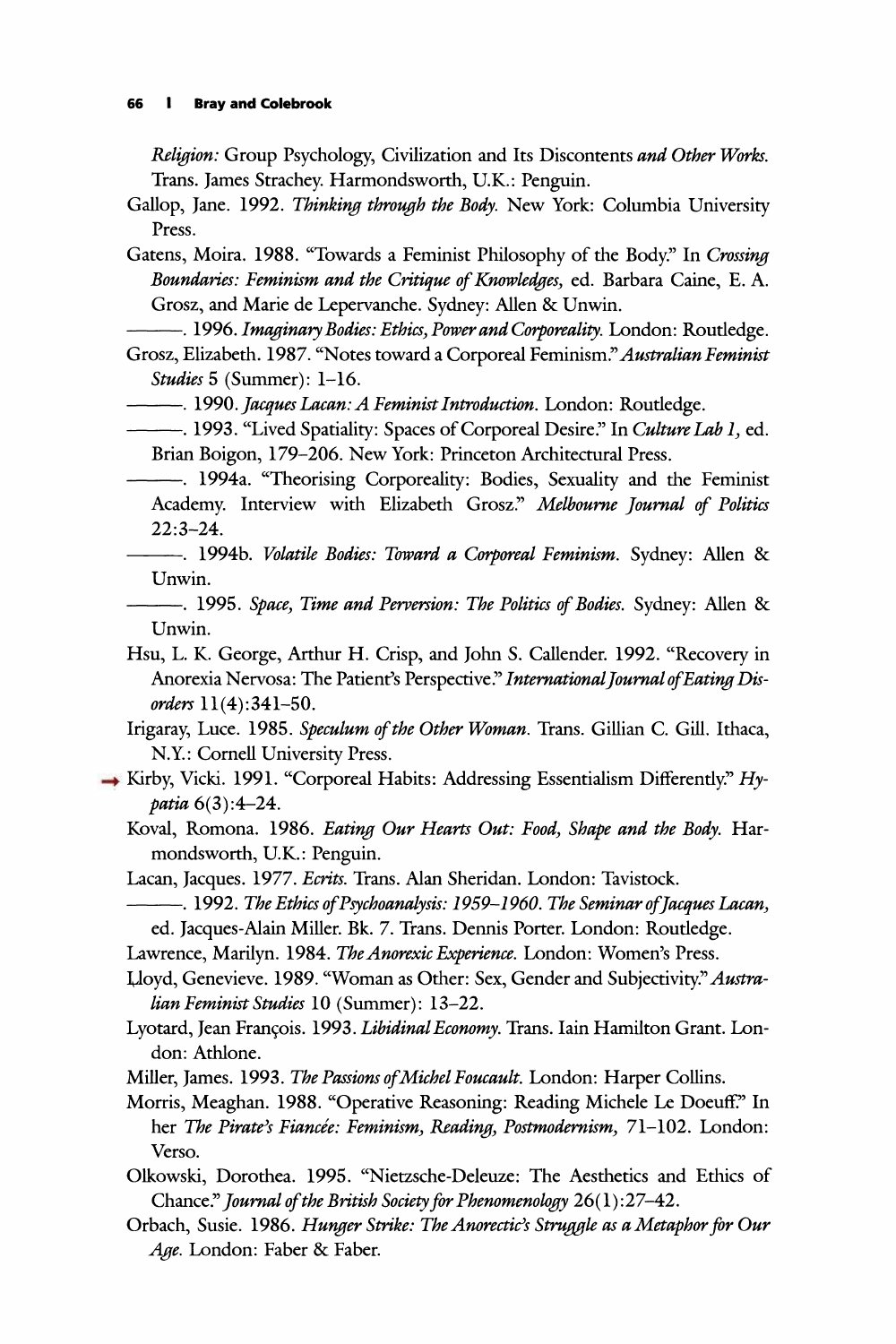*Religion:* Group Psychology, Civilization and Its Discontents *and Other Works.* Trans. James Strachey. Harmondsworth, U.K.: Penguin.

Gallop, Jane. 1992. *Thinking through the Body.* New York: Columbia University Press.

Gatens, Moira. 1988. "Towards a Feminist Philosophy of the Body." In *Crossing Boundaries: Feminism and the Critique of Knowledges,* ed. Barbara Caine, E. A. Grosz, and Marie de Lepervanche. Sydney: Allen & Unwin.

———. 1996. *Imaginary Bodies: Ethics, Power and Corporeality.* London: Routledge.

Grosz, Elizabeth. 1987. "Notes toward a Corporeal Feminism." *Australian Feminist Studies* 5 (Summer): 1–16.

———. 1990. *Jacques Lacan: A Feminist Introduction.* London: Routledge.

———. 1993. "Lived Spatiality: Spaces of Corporeal Desire." In *Culture Lab 1,* ed. Brian Boigon, 179–206. New York: Princeton Architectural Press.

———. 1994a. "Theorising Corporeality: Bodies, Sexuality and the Feminist Academy. Interview with Elizabeth Grosz." *Melbourne Journal of Politics* 22:3–24.

———. 1994b. *Volatile Bodies: Toward a Corporeal Feminism.* Sydney: Allen & Unwin.

———. 1995. *Space, Time and Perversion: The Politics of Bodies.* Sydney: Allen & Unwin.

Hsu, L. K. George, Arthur H. Crisp, and John S. Callender. 1992. "Recovery in Anorexia Nervosa: The Patient's Perspective." *International Journal of Eating Disorders* 11(4):341–50.

Irigaray, Luce. 1985. *Speculum of the Other Woman.* Trans. Gillian C. Gill. Ithaca, N.Y.: Cornell University Press.

Kirby, Vicki. 1991. "Corporeal Habits: Addressing Essentialism Differently." *Hypatia* 6(3):4–24.

Koval, Romona. 1986. *Eating Our Hearts Out: Food, Shape and the Body.* Harmondsworth, U.K.: Penguin.

Lacan, Jacques. 1977. *Ecrits.* Trans. Alan Sheridan. London: Tavistock.

———. 1992. *The Ethics of Psychoanalysis: 1959–1960. The Seminar of Jacques Lacan,* ed. Jacques-Alain Miller. Bk. 7. Trans. Dennis Porter. London: Routledge.

Lawrence, Marilyn. 1984. *The Anorexic Experience.* London: Women's Press.

Lloyd, Genevieve. 1989. "Woman as Other: Sex, Gender and Subjectivity." *Australian Feminist Studies* 10 (Summer): 13–22.

Lyotard, Jean François. 1993. *Libidinal Economy.* Trans. Iain Hamilton Grant. London: Athlone.

Miller, James. 1993. *The Passions of Michel Foucault.* London: Harper Collins.

Morris, Meaghan. 1988. "Operative Reasoning: Reading Michele Le Doeuff." In her *The Pirate's Fiancée: Feminism, Reading, Postmodernism,* 71–102. London: Verso.

Olkowski, Dorothea. 1995. "Nietzsche-Deleuze: The Aesthetics and Ethics of Chance." *Journal of the British Society for Phenomenology* 26(1):27–42.

Orbach, Susie. 1986. *Hunger Strike: The Anorectic's Struggle as a Metaphor for Our Age.* London: Faber & Faber.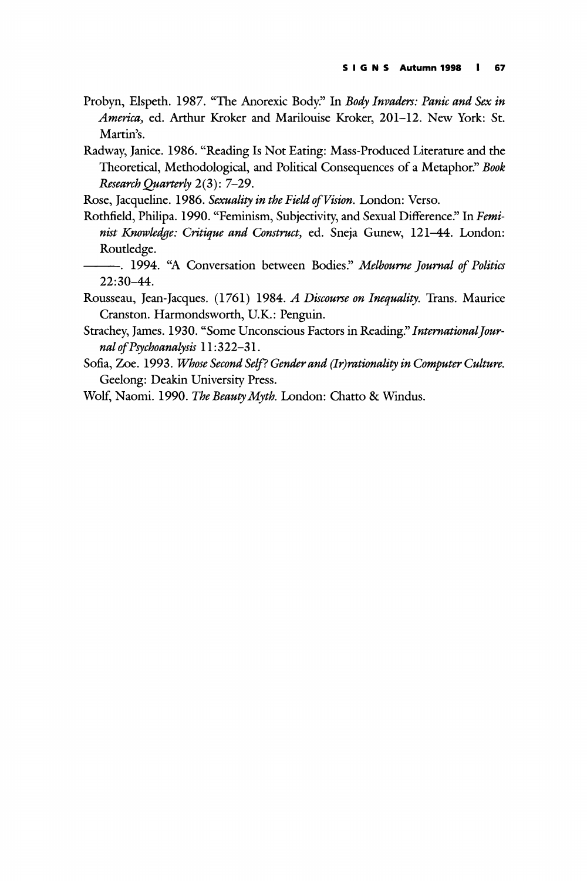Probyn, Elspeth. 1987. "The Anorexic Body." In *Body Invaders: Panic and Sex in America*, ed. Arthur Kroker and Marilouise Kroker, 201–12. New York: St. Martin's.

Radway, Janice. 1986. "Reading Is Not Eating: Mass-Produced Literature and the Theoretical, Methodological, and Political Consequences of a Metaphor." *Book Research Quarterly* 2(3): 7–29.

Rose, Jacqueline. 1986. *Sexuality in the Field of Vision*. London: Verso.

Rothfield, Philipa. 1990. "Feminism, Subjectivity, and Sexual Difference." In *Feminist Knowledge: Critique and Construct*, ed. Sneja Gunew, 121–44. London: Routledge.

———. 1994. "A Conversation between Bodies." *Melbourne Journal of Politics* 22:30–44.

Rousseau, Jean-Jacques. (1761) 1984. *A Discourse on Inequality*. Trans. Maurice Cranston. Harmondsworth, U.K.: Penguin.

Strachey, James. 1930. "Some Unconscious Factors in Reading." *International Journal of Psychoanalysis* 11:322–31.

Sofia, Zoe. 1993. *Whose Second Self? Gender and (Ir)rationality in Computer Culture*. Geelong: Deakin University Press.

Wolf, Naomi. 1990. *The Beauty Myth*. London: Chatto & Windus.